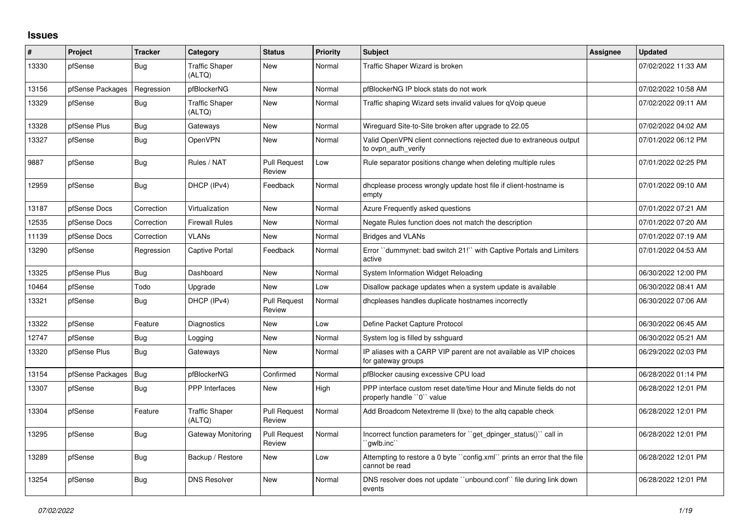## Issues

| # | Project | Tracker | Category | Status | Priority | Subject | Assignee | Updated |
|---|---|---|---|---|---|---|---|---|
| 13330 | pfSense | Bug | Traffic Shaper (ALTQ) | New | Normal | Traffic Shaper Wizard is broken | | 07/02/2022 11:33 AM |
| 13156 | pfSense Packages | Regression | pfBlockerNG | New | Normal | pfBlockerNG IP block stats do not work | | 07/02/2022 10:58 AM |
| 13329 | pfSense | Bug | Traffic Shaper (ALTQ) | New | Normal | Traffic shaping Wizard sets invalid values for qVoip queue | | 07/02/2022 09:11 AM |
| 13328 | pfSense Plus | Bug | Gateways | New | Normal | Wireguard Site-to-Site broken after upgrade to 22.05 | | 07/02/2022 04:02 AM |
| 13327 | pfSense | Bug | OpenVPN | New | Normal | Valid OpenVPN client connections rejected due to extraneous output to ovpn_auth_verify | | 07/01/2022 06:12 PM |
| 9887 | pfSense | Bug | Rules / NAT | Pull Request Review | Low | Rule separator positions change when deleting multiple rules | | 07/01/2022 02:25 PM |
| 12959 | pfSense | Bug | DHCP (IPv4) | Feedback | Normal | dhcplease process wrongly update host file if client-hostname is empty | | 07/01/2022 09:10 AM |
| 13187 | pfSense Docs | Correction | Virtualization | New | Normal | Azure Frequently asked questions | | 07/01/2022 07:21 AM |
| 12535 | pfSense Docs | Correction | Firewall Rules | New | Normal | Negate Rules function does not match the description | | 07/01/2022 07:20 AM |
| 11139 | pfSense Docs | Correction | VLANs | New | Normal | Bridges and VLANs | | 07/01/2022 07:19 AM |
| 13290 | pfSense | Regression | Captive Portal | Feedback | Normal | Error ``dummynet: bad switch 21!`` with Captive Portals and Limiters active | | 07/01/2022 04:53 AM |
| 13325 | pfSense Plus | Bug | Dashboard | New | Normal | System Information Widget Reloading | | 06/30/2022 12:00 PM |
| 10464 | pfSense | Todo | Upgrade | New | Low | Disallow package updates when a system update is available | | 06/30/2022 08:41 AM |
| 13321 | pfSense | Bug | DHCP (IPv4) | Pull Request Review | Normal | dhcpleases handles duplicate hostnames incorrectly | | 06/30/2022 07:06 AM |
| 13322 | pfSense | Feature | Diagnostics | New | Low | Define Packet Capture Protocol | | 06/30/2022 06:45 AM |
| 12747 | pfSense | Bug | Logging | New | Normal | System log is filled by sshguard | | 06/30/2022 05:21 AM |
| 13320 | pfSense Plus | Bug | Gateways | New | Normal | IP aliases with a CARP VIP parent are not available as VIP choices for gateway groups | | 06/29/2022 02:03 PM |
| 13154 | pfSense Packages | Bug | pfBlockerNG | Confirmed | Normal | pfBlocker causing excessive CPU load | | 06/28/2022 01:14 PM |
| 13307 | pfSense | Bug | PPP Interfaces | New | High | PPP interface custom reset date/time Hour and Minute fields do not properly handle ``0`` value | | 06/28/2022 12:01 PM |
| 13304 | pfSense | Feature | Traffic Shaper (ALTQ) | Pull Request Review | Normal | Add Broadcom Netextreme II (bxe) to the altq capable check | | 06/28/2022 12:01 PM |
| 13295 | pfSense | Bug | Gateway Monitoring | Pull Request Review | Normal | Incorrect function parameters for ``get_dpinger_status()`` call in ``gwlb.inc`` | | 06/28/2022 12:01 PM |
| 13289 | pfSense | Bug | Backup / Restore | New | Low | Attempting to restore a 0 byte ``config.xml`` prints an error that the file cannot be read | | 06/28/2022 12:01 PM |
| 13254 | pfSense | Bug | DNS Resolver | New | Normal | DNS resolver does not update ``unbound.conf`` file during link down events | | 06/28/2022 12:01 PM |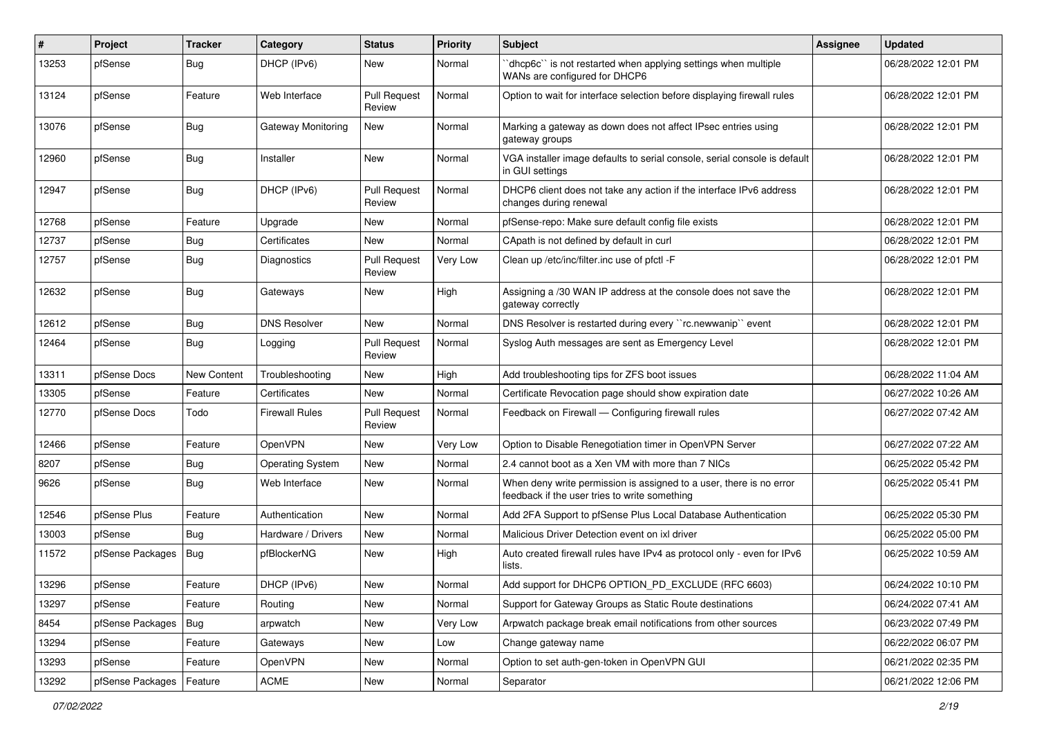| # | Project | Tracker | Category | Status | Priority | Subject | Assignee | Updated |
| --- | --- | --- | --- | --- | --- | --- | --- | --- |
| 13253 | pfSense | Bug | DHCP (IPv6) | New | Normal | ``dhcp6c`` is not restarted when applying settings when multiple WANs are configured for DHCP6 | | 06/28/2022 12:01 PM |
| 13124 | pfSense | Feature | Web Interface | Pull Request Review | Normal | Option to wait for interface selection before displaying firewall rules | | 06/28/2022 12:01 PM |
| 13076 | pfSense | Bug | Gateway Monitoring | New | Normal | Marking a gateway as down does not affect IPsec entries using gateway groups | | 06/28/2022 12:01 PM |
| 12960 | pfSense | Bug | Installer | New | Normal | VGA installer image defaults to serial console, serial console is default in GUI settings | | 06/28/2022 12:01 PM |
| 12947 | pfSense | Bug | DHCP (IPv6) | Pull Request Review | Normal | DHCP6 client does not take any action if the interface IPv6 address changes during renewal | | 06/28/2022 12:01 PM |
| 12768 | pfSense | Feature | Upgrade | New | Normal | pfSense-repo: Make sure default config file exists | | 06/28/2022 12:01 PM |
| 12737 | pfSense | Bug | Certificates | New | Normal | CApath is not defined by default in curl | | 06/28/2022 12:01 PM |
| 12757 | pfSense | Bug | Diagnostics | Pull Request Review | Very Low | Clean up /etc/inc/filter.inc use of pfctl -F | | 06/28/2022 12:01 PM |
| 12632 | pfSense | Bug | Gateways | New | High | Assigning a /30 WAN IP address at the console does not save the gateway correctly | | 06/28/2022 12:01 PM |
| 12612 | pfSense | Bug | DNS Resolver | New | Normal | DNS Resolver is restarted during every ``rc.newwanip`` event | | 06/28/2022 12:01 PM |
| 12464 | pfSense | Bug | Logging | Pull Request Review | Normal | Syslog Auth messages are sent as Emergency Level | | 06/28/2022 12:01 PM |
| 13311 | pfSense Docs | New Content | Troubleshooting | New | High | Add troubleshooting tips for ZFS boot issues | | 06/28/2022 11:04 AM |
| 13305 | pfSense | Feature | Certificates | New | Normal | Certificate Revocation page should show expiration date | | 06/27/2022 10:26 AM |
| 12770 | pfSense Docs | Todo | Firewall Rules | Pull Request Review | Normal | Feedback on Firewall — Configuring firewall rules | | 06/27/2022 07:42 AM |
| 12466 | pfSense | Feature | OpenVPN | New | Very Low | Option to Disable Renegotiation timer in OpenVPN Server | | 06/27/2022 07:22 AM |
| 8207 | pfSense | Bug | Operating System | New | Normal | 2.4 cannot boot as a Xen VM with more than 7 NICs | | 06/25/2022 05:42 PM |
| 9626 | pfSense | Bug | Web Interface | New | Normal | When deny write permission is assigned to a user, there is no error feedback if the user tries to write something | | 06/25/2022 05:41 PM |
| 12546 | pfSense Plus | Feature | Authentication | New | Normal | Add 2FA Support to pfSense Plus Local Database Authentication | | 06/25/2022 05:30 PM |
| 13003 | pfSense | Bug | Hardware / Drivers | New | Normal | Malicious Driver Detection event on ixl driver | | 06/25/2022 05:00 PM |
| 11572 | pfSense Packages | Bug | pfBlockerNG | New | High | Auto created firewall rules have IPv4 as protocol only - even for IPv6 lists. | | 06/25/2022 10:59 AM |
| 13296 | pfSense | Feature | DHCP (IPv6) | New | Normal | Add support for DHCP6 OPTION_PD_EXCLUDE (RFC 6603) | | 06/24/2022 10:10 PM |
| 13297 | pfSense | Feature | Routing | New | Normal | Support for Gateway Groups as Static Route destinations | | 06/24/2022 07:41 AM |
| 8454 | pfSense Packages | Bug | arpwatch | New | Very Low | Arpwatch package break email notifications from other sources | | 06/23/2022 07:49 PM |
| 13294 | pfSense | Feature | Gateways | New | Low | Change gateway name | | 06/22/2022 06:07 PM |
| 13293 | pfSense | Feature | OpenVPN | New | Normal | Option to set auth-gen-token in OpenVPN GUI | | 06/21/2022 02:35 PM |
| 13292 | pfSense Packages | Feature | ACME | New | Normal | Separator | | 06/21/2022 12:06 PM |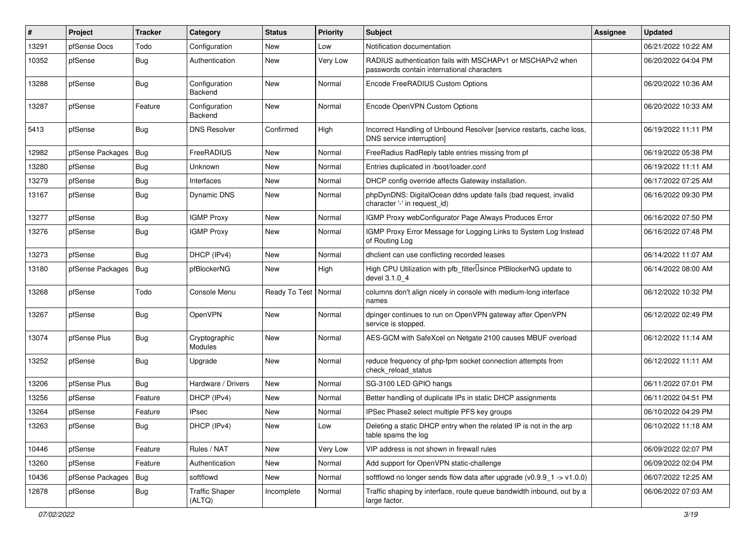| # | Project | Tracker | Category | Status | Priority | Subject | Assignee | Updated |
|---|---|---|---|---|---|---|---|---|
| 13291 | pfSense Docs | Todo | Configuration | New | Low | Notification documentation | | 06/21/2022 10:22 AM |
| 10352 | pfSense | Bug | Authentication | New | Very Low | RADIUS authentication fails with MSCHAPv1 or MSCHAPv2 when passwords contain international characters | | 06/20/2022 04:04 PM |
| 13288 | pfSense | Bug | Configuration Backend | New | Normal | Encode FreeRADIUS Custom Options | | 06/20/2022 10:36 AM |
| 13287 | pfSense | Feature | Configuration Backend | New | Normal | Encode OpenVPN Custom Options | | 06/20/2022 10:33 AM |
| 5413 | pfSense | Bug | DNS Resolver | Confirmed | High | Incorrect Handling of Unbound Resolver [service restarts, cache loss, DNS service interruption] | | 06/19/2022 11:11 PM |
| 12982 | pfSense Packages | Bug | FreeRADIUS | New | Normal | FreeRadius RadReply table entries missing from pf | | 06/19/2022 05:38 PM |
| 13280 | pfSense | Bug | Unknown | New | Normal | Entries duplicated in /boot/loader.conf | | 06/19/2022 11:11 AM |
| 13279 | pfSense | Bug | Interfaces | New | Normal | DHCP config override affects Gateway installation. | | 06/17/2022 07:25 AM |
| 13167 | pfSense | Bug | Dynamic DNS | New | Normal | phpDynDNS: DigitalOcean ddns update fails (bad request, invalid character '-' in request_id) | | 06/16/2022 09:30 PM |
| 13277 | pfSense | Bug | IGMP Proxy | New | Normal | IGMP Proxy webConfigurator Page Always Produces Error | | 06/16/2022 07:50 PM |
| 13276 | pfSense | Bug | IGMP Proxy | New | Normal | IGMP Proxy Error Message for Logging Links to System Log Instead of Routing Log | | 06/16/2022 07:48 PM |
| 13273 | pfSense | Bug | DHCP (IPv4) | New | Normal | dhclient can use conflicting recorded leases | | 06/14/2022 11:07 AM |
| 13180 | pfSense Packages | Bug | pfBlockerNG | New | High | High CPU Utilization with pfb_filter since PfBlockerNG update to devel 3.1.0_4 | | 06/14/2022 08:00 AM |
| 13268 | pfSense | Todo | Console Menu | Ready To Test | Normal | columns don't align nicely in console with medium-long interface names | | 06/12/2022 10:32 PM |
| 13267 | pfSense | Bug | OpenVPN | New | Normal | dpinger continues to run on OpenVPN gateway after OpenVPN service is stopped. | | 06/12/2022 02:49 PM |
| 13074 | pfSense Plus | Bug | Cryptographic Modules | New | Normal | AES-GCM with SafeXcel on Netgate 2100 causes MBUF overload | | 06/12/2022 11:14 AM |
| 13252 | pfSense | Bug | Upgrade | New | Normal | reduce frequency of php-fpm socket connection attempts from check_reload_status | | 06/12/2022 11:11 AM |
| 13206 | pfSense Plus | Bug | Hardware / Drivers | New | Normal | SG-3100 LED GPIO hangs | | 06/11/2022 07:01 PM |
| 13256 | pfSense | Feature | DHCP (IPv4) | New | Normal | Better handling of duplicate IPs in static DHCP assignments | | 06/11/2022 04:51 PM |
| 13264 | pfSense | Feature | IPsec | New | Normal | IPSec Phase2 select multiple PFS key groups | | 06/10/2022 04:29 PM |
| 13263 | pfSense | Bug | DHCP (IPv4) | New | Low | Deleting a static DHCP entry when the related IP is not in the arp table spams the log | | 06/10/2022 11:18 AM |
| 10446 | pfSense | Feature | Rules / NAT | New | Very Low | VIP address is not shown in firewall rules | | 06/09/2022 02:07 PM |
| 13260 | pfSense | Feature | Authentication | New | Normal | Add support for OpenVPN static-challenge | | 06/09/2022 02:04 PM |
| 10436 | pfSense Packages | Bug | softflowd | New | Normal | softflowd no longer sends flow data after upgrade (v0.9.9_1 -> v1.0.0) | | 06/07/2022 12:25 AM |
| 12878 | pfSense | Bug | Traffic Shaper (ALTQ) | Incomplete | Normal | Traffic shaping by interface, route queue bandwidth inbound, out by a large factor. | | 06/06/2022 07:03 AM |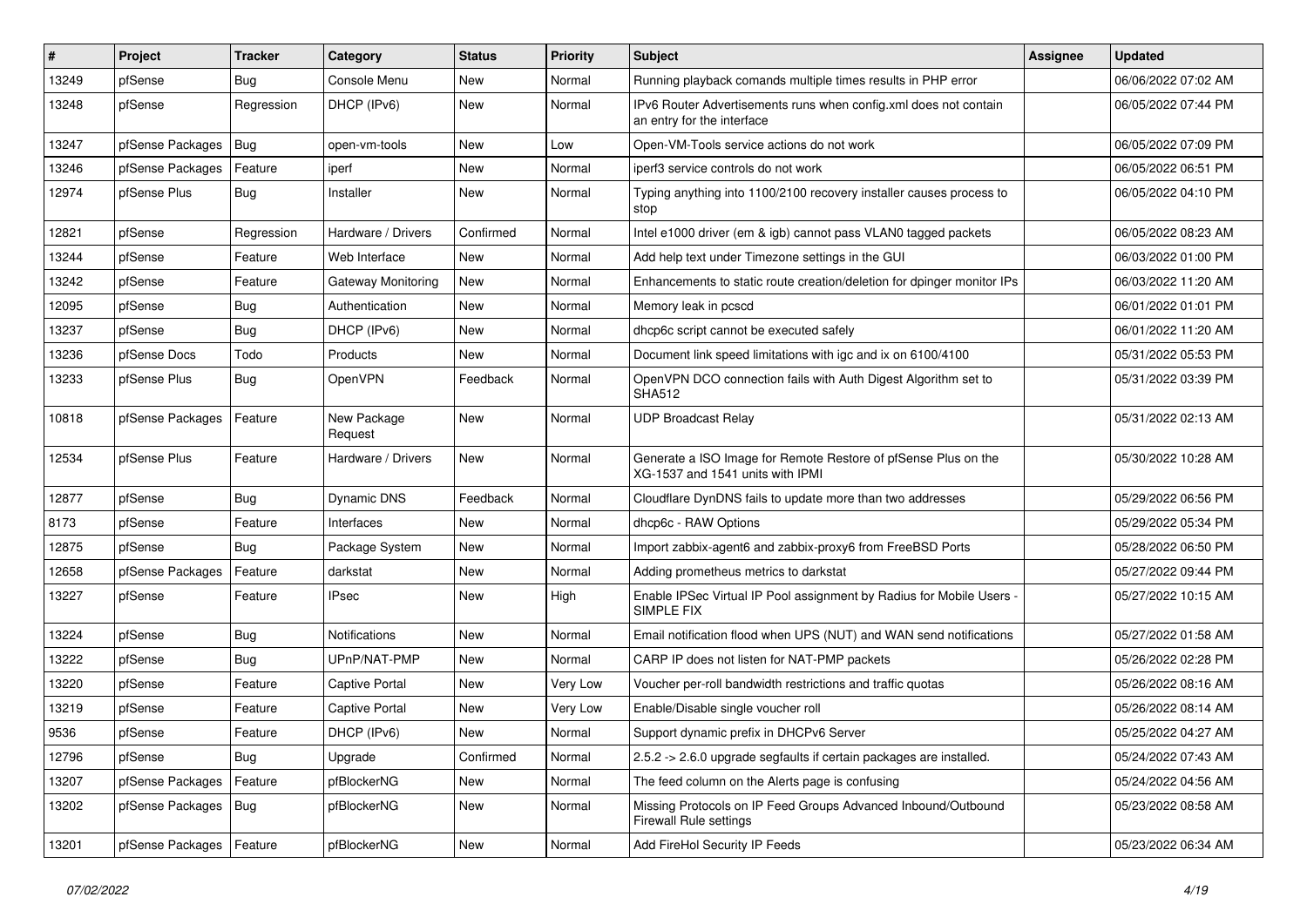| # | Project | Tracker | Category | Status | Priority | Subject | Assignee | Updated |
|---|---|---|---|---|---|---|---|---|
| 13249 | pfSense | Bug | Console Menu | New | Normal | Running playback comands multiple times results in PHP error | | 06/06/2022 07:02 AM |
| 13248 | pfSense | Regression | DHCP (IPv6) | New | Normal | IPv6 Router Advertisements runs when config.xml does not contain an entry for the interface | | 06/05/2022 07:44 PM |
| 13247 | pfSense Packages | Bug | open-vm-tools | New | Low | Open-VM-Tools service actions do not work | | 06/05/2022 07:09 PM |
| 13246 | pfSense Packages | Feature | iperf | New | Normal | iperf3 service controls do not work | | 06/05/2022 06:51 PM |
| 12974 | pfSense Plus | Bug | Installer | New | Normal | Typing anything into 1100/2100 recovery installer causes process to stop | | 06/05/2022 04:10 PM |
| 12821 | pfSense | Regression | Hardware / Drivers | Confirmed | Normal | Intel e1000 driver (em & igb) cannot pass VLAN0 tagged packets | | 06/05/2022 08:23 AM |
| 13244 | pfSense | Feature | Web Interface | New | Normal | Add help text under Timezone settings in the GUI | | 06/03/2022 01:00 PM |
| 13242 | pfSense | Feature | Gateway Monitoring | New | Normal | Enhancements to static route creation/deletion for dpinger monitor IPs | | 06/03/2022 11:20 AM |
| 12095 | pfSense | Bug | Authentication | New | Normal | Memory leak in pcscd | | 06/01/2022 01:01 PM |
| 13237 | pfSense | Bug | DHCP (IPv6) | New | Normal | dhcp6c script cannot be executed safely | | 06/01/2022 11:20 AM |
| 13236 | pfSense Docs | Todo | Products | New | Normal | Document link speed limitations with igc and ix on 6100/4100 | | 05/31/2022 05:53 PM |
| 13233 | pfSense Plus | Bug | OpenVPN | Feedback | Normal | OpenVPN DCO connection fails with Auth Digest Algorithm set to SHA512 | | 05/31/2022 03:39 PM |
| 10818 | pfSense Packages | Feature | New Package Request | New | Normal | UDP Broadcast Relay | | 05/31/2022 02:13 AM |
| 12534 | pfSense Plus | Feature | Hardware / Drivers | New | Normal | Generate a ISO Image for Remote Restore of pfSense Plus on the XG-1537 and 1541 units with IPMI | | 05/30/2022 10:28 AM |
| 12877 | pfSense | Bug | Dynamic DNS | Feedback | Normal | Cloudflare DynDNS fails to update more than two addresses | | 05/29/2022 06:56 PM |
| 8173 | pfSense | Feature | Interfaces | New | Normal | dhcp6c - RAW Options | | 05/29/2022 05:34 PM |
| 12875 | pfSense | Bug | Package System | New | Normal | Import zabbix-agent6 and zabbix-proxy6 from FreeBSD Ports | | 05/28/2022 06:50 PM |
| 12658 | pfSense Packages | Feature | darkstat | New | Normal | Adding prometheus metrics to darkstat | | 05/27/2022 09:44 PM |
| 13227 | pfSense | Feature | IPsec | New | High | Enable IPSec Virtual IP Pool assignment by Radius for Mobile Users - SIMPLE FIX | | 05/27/2022 10:15 AM |
| 13224 | pfSense | Bug | Notifications | New | Normal | Email notification flood when UPS (NUT) and WAN send notifications | | 05/27/2022 01:58 AM |
| 13222 | pfSense | Bug | UPnP/NAT-PMP | New | Normal | CARP IP does not listen for NAT-PMP packets | | 05/26/2022 02:28 PM |
| 13220 | pfSense | Feature | Captive Portal | New | Very Low | Voucher per-roll bandwidth restrictions and traffic quotas | | 05/26/2022 08:16 AM |
| 13219 | pfSense | Feature | Captive Portal | New | Very Low | Enable/Disable single voucher roll | | 05/26/2022 08:14 AM |
| 9536 | pfSense | Feature | DHCP (IPv6) | New | Normal | Support dynamic prefix in DHCPv6 Server | | 05/25/2022 04:27 AM |
| 12796 | pfSense | Bug | Upgrade | Confirmed | Normal | 2.5.2 -> 2.6.0 upgrade segfaults if certain packages are installed. | | 05/24/2022 07:43 AM |
| 13207 | pfSense Packages | Feature | pfBlockerNG | New | Normal | The feed column on the Alerts page is confusing | | 05/24/2022 04:56 AM |
| 13202 | pfSense Packages | Bug | pfBlockerNG | New | Normal | Missing Protocols on IP Feed Groups Advanced Inbound/Outbound Firewall Rule settings | | 05/23/2022 08:58 AM |
| 13201 | pfSense Packages | Feature | pfBlockerNG | New | Normal | Add FireHol Security IP Feeds | | 05/23/2022 06:34 AM |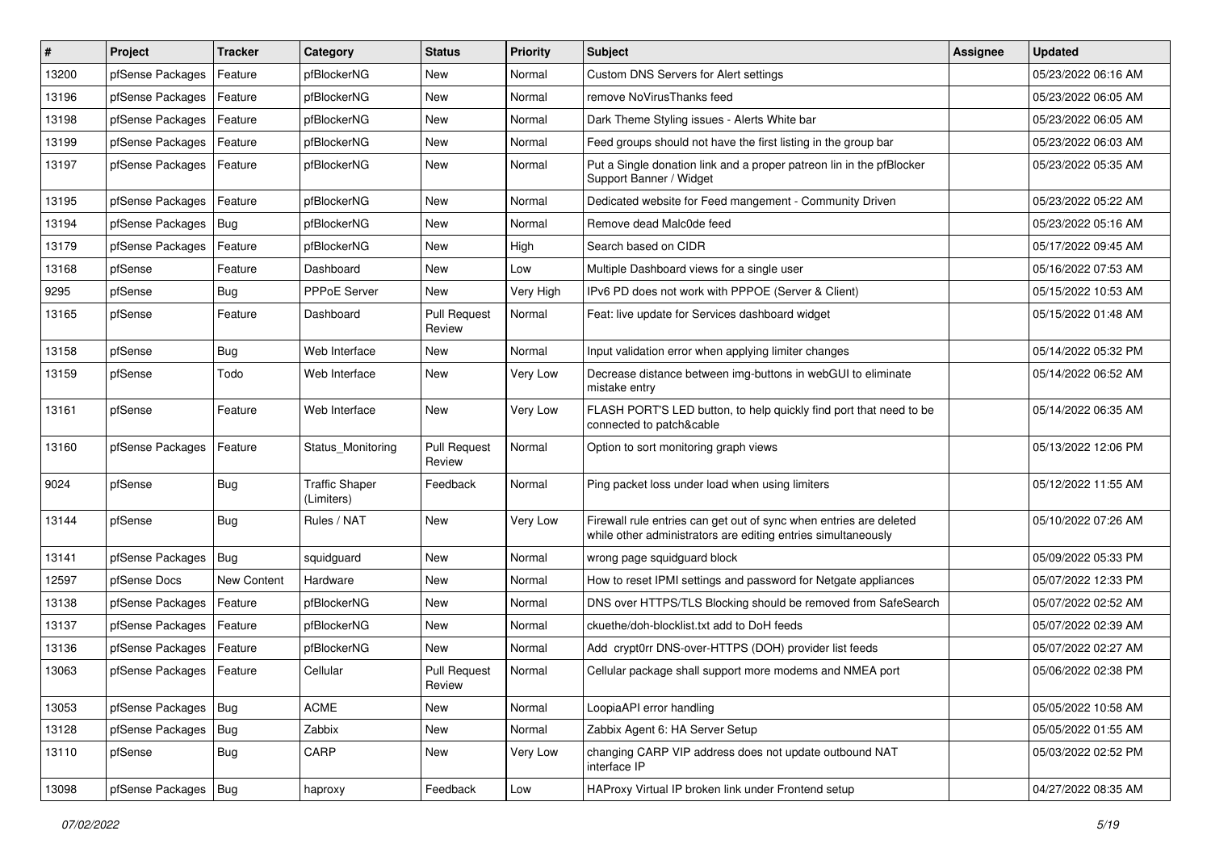| # | Project | Tracker | Category | Status | Priority | Subject | Assignee | Updated |
|---|---|---|---|---|---|---|---|---|
| 13200 | pfSense Packages | Feature | pfBlockerNG | New | Normal | Custom DNS Servers for Alert settings | | 05/23/2022 06:16 AM |
| 13196 | pfSense Packages | Feature | pfBlockerNG | New | Normal | remove NoVirusThanks feed | | 05/23/2022 06:05 AM |
| 13198 | pfSense Packages | Feature | pfBlockerNG | New | Normal | Dark Theme Styling issues - Alerts White bar | | 05/23/2022 06:05 AM |
| 13199 | pfSense Packages | Feature | pfBlockerNG | New | Normal | Feed groups should not have the first listing in the group bar | | 05/23/2022 06:03 AM |
| 13197 | pfSense Packages | Feature | pfBlockerNG | New | Normal | Put a Single donation link and a proper patreon lin in the pfBlocker Support Banner / Widget | | 05/23/2022 05:35 AM |
| 13195 | pfSense Packages | Feature | pfBlockerNG | New | Normal | Dedicated website for Feed mangement - Community Driven | | 05/23/2022 05:22 AM |
| 13194 | pfSense Packages | Bug | pfBlockerNG | New | Normal | Remove dead Malc0de feed | | 05/23/2022 05:16 AM |
| 13179 | pfSense Packages | Feature | pfBlockerNG | New | High | Search based on CIDR | | 05/17/2022 09:45 AM |
| 13168 | pfSense | Feature | Dashboard | New | Low | Multiple Dashboard views for a single user | | 05/16/2022 07:53 AM |
| 9295 | pfSense | Bug | PPPoE Server | New | Very High | IPv6 PD does not work with PPPOE (Server & Client) | | 05/15/2022 10:53 AM |
| 13165 | pfSense | Feature | Dashboard | Pull Request Review | Normal | Feat: live update for Services dashboard widget | | 05/15/2022 01:48 AM |
| 13158 | pfSense | Bug | Web Interface | New | Normal | Input validation error when applying limiter changes | | 05/14/2022 05:32 PM |
| 13159 | pfSense | Todo | Web Interface | New | Very Low | Decrease distance between img-buttons in webGUI to eliminate mistake entry | | 05/14/2022 06:52 AM |
| 13161 | pfSense | Feature | Web Interface | New | Very Low | FLASH PORT'S LED button, to help quickly find port that need to be connected to patch&cable | | 05/14/2022 06:35 AM |
| 13160 | pfSense Packages | Feature | Status_Monitoring | Pull Request Review | Normal | Option to sort monitoring graph views | | 05/13/2022 12:06 PM |
| 9024 | pfSense | Bug | Traffic Shaper (Limiters) | Feedback | Normal | Ping packet loss under load when using limiters | | 05/12/2022 11:55 AM |
| 13144 | pfSense | Bug | Rules / NAT | New | Very Low | Firewall rule entries can get out of sync when entries are deleted while other administrators are editing entries simultaneously | | 05/10/2022 07:26 AM |
| 13141 | pfSense Packages | Bug | squidguard | New | Normal | wrong page squidguard block | | 05/09/2022 05:33 PM |
| 12597 | pfSense Docs | New Content | Hardware | New | Normal | How to reset IPMI settings and password for Netgate appliances | | 05/07/2022 12:33 PM |
| 13138 | pfSense Packages | Feature | pfBlockerNG | New | Normal | DNS over HTTPS/TLS Blocking should be removed from SafeSearch | | 05/07/2022 02:52 AM |
| 13137 | pfSense Packages | Feature | pfBlockerNG | New | Normal | ckuethe/doh-blocklist.txt add to DoH feeds | | 05/07/2022 02:39 AM |
| 13136 | pfSense Packages | Feature | pfBlockerNG | New | Normal | Add crypt0rr DNS-over-HTTPS (DOH) provider list feeds | | 05/07/2022 02:27 AM |
| 13063 | pfSense Packages | Feature | Cellular | Pull Request Review | Normal | Cellular package shall support more modems and NMEA port | | 05/06/2022 02:38 PM |
| 13053 | pfSense Packages | Bug | ACME | New | Normal | LoopiaAPI error handling | | 05/05/2022 10:58 AM |
| 13128 | pfSense Packages | Bug | Zabbix | New | Normal | Zabbix Agent 6: HA Server Setup | | 05/05/2022 01:55 AM |
| 13110 | pfSense | Bug | CARP | New | Very Low | changing CARP VIP address does not update outbound NAT interface IP | | 05/03/2022 02:52 PM |
| 13098 | pfSense Packages | Bug | haproxy | Feedback | Low | HAProxy Virtual IP broken link under Frontend setup | | 04/27/2022 08:35 AM |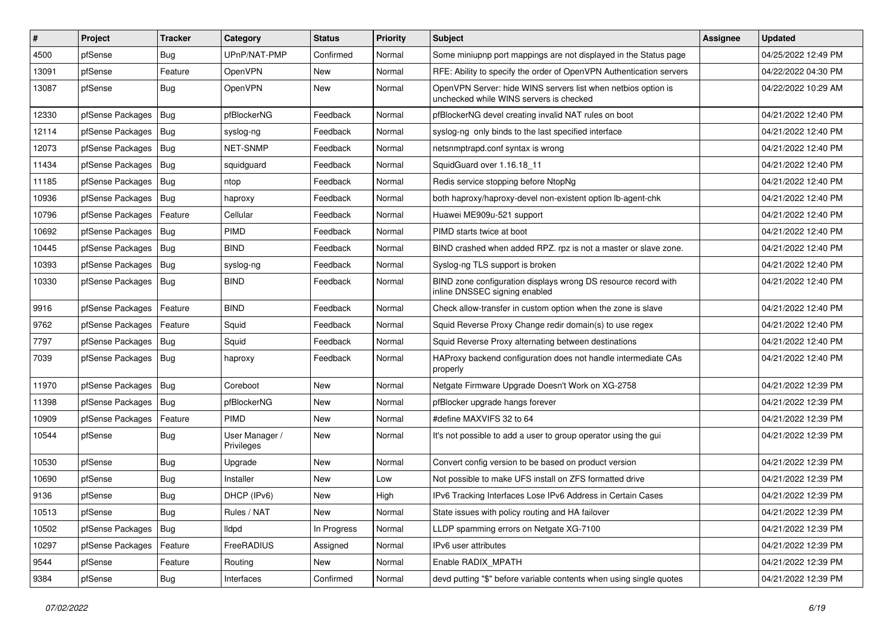| # | Project | Tracker | Category | Status | Priority | Subject | Assignee | Updated |
|---|---|---|---|---|---|---|---|---|
| 4500 | pfSense | Bug | UPnP/NAT-PMP | Confirmed | Normal | Some miniupnp port mappings are not displayed in the Status page | | 04/25/2022 12:49 PM |
| 13091 | pfSense | Feature | OpenVPN | New | Normal | RFE: Ability to specify the order of OpenVPN Authentication servers | | 04/22/2022 04:30 PM |
| 13087 | pfSense | Bug | OpenVPN | New | Normal | OpenVPN Server: hide WINS servers list when netbios option is unchecked while WINS servers is checked | | 04/22/2022 10:29 AM |
| 12330 | pfSense Packages | Bug | pfBlockerNG | Feedback | Normal | pfBlockerNG devel creating invalid NAT rules on boot | | 04/21/2022 12:40 PM |
| 12114 | pfSense Packages | Bug | syslog-ng | Feedback | Normal | syslog-ng only binds to the last specified interface | | 04/21/2022 12:40 PM |
| 12073 | pfSense Packages | Bug | NET-SNMP | Feedback | Normal | netsnmptrapd.conf syntax is wrong | | 04/21/2022 12:40 PM |
| 11434 | pfSense Packages | Bug | squidguard | Feedback | Normal | SquidGuard over 1.16.18_11 | | 04/21/2022 12:40 PM |
| 11185 | pfSense Packages | Bug | ntop | Feedback | Normal | Redis service stopping before NtopNg | | 04/21/2022 12:40 PM |
| 10936 | pfSense Packages | Bug | haproxy | Feedback | Normal | both haproxy/haproxy-devel non-existent option lb-agent-chk | | 04/21/2022 12:40 PM |
| 10796 | pfSense Packages | Feature | Cellular | Feedback | Normal | Huawei ME909u-521 support | | 04/21/2022 12:40 PM |
| 10692 | pfSense Packages | Bug | PIMD | Feedback | Normal | PIMD starts twice at boot | | 04/21/2022 12:40 PM |
| 10445 | pfSense Packages | Bug | BIND | Feedback | Normal | BIND crashed when added RPZ. rpz is not a master or slave zone. | | 04/21/2022 12:40 PM |
| 10393 | pfSense Packages | Bug | syslog-ng | Feedback | Normal | Syslog-ng TLS support is broken | | 04/21/2022 12:40 PM |
| 10330 | pfSense Packages | Bug | BIND | Feedback | Normal | BIND zone configuration displays wrong DS resource record with inline DNSSEC signing enabled | | 04/21/2022 12:40 PM |
| 9916 | pfSense Packages | Feature | BIND | Feedback | Normal | Check allow-transfer in custom option when the zone is slave | | 04/21/2022 12:40 PM |
| 9762 | pfSense Packages | Feature | Squid | Feedback | Normal | Squid Reverse Proxy Change redir domain(s) to use regex | | 04/21/2022 12:40 PM |
| 7797 | pfSense Packages | Bug | Squid | Feedback | Normal | Squid Reverse Proxy alternating between destinations | | 04/21/2022 12:40 PM |
| 7039 | pfSense Packages | Bug | haproxy | Feedback | Normal | HAProxy backend configuration does not handle intermediate CAs properly | | 04/21/2022 12:40 PM |
| 11970 | pfSense Packages | Bug | Coreboot | New | Normal | Netgate Firmware Upgrade Doesn't Work on XG-2758 | | 04/21/2022 12:39 PM |
| 11398 | pfSense Packages | Bug | pfBlockerNG | New | Normal | pfBlocker upgrade hangs forever | | 04/21/2022 12:39 PM |
| 10909 | pfSense Packages | Feature | PIMD | New | Normal | #define MAXVIFS 32 to 64 | | 04/21/2022 12:39 PM |
| 10544 | pfSense | Bug | User Manager / Privileges | New | Normal | It's not possible to add a user to group operator using the gui | | 04/21/2022 12:39 PM |
| 10530 | pfSense | Bug | Upgrade | New | Normal | Convert config version to be based on product version | | 04/21/2022 12:39 PM |
| 10690 | pfSense | Bug | Installer | New | Low | Not possible to make UFS install on ZFS formatted drive | | 04/21/2022 12:39 PM |
| 9136 | pfSense | Bug | DHCP (IPv6) | New | High | IPv6 Tracking Interfaces Lose IPv6 Address in Certain Cases | | 04/21/2022 12:39 PM |
| 10513 | pfSense | Bug | Rules / NAT | New | Normal | State issues with policy routing and HA failover | | 04/21/2022 12:39 PM |
| 10502 | pfSense Packages | Bug | lldpd | In Progress | Normal | LLDP spamming errors on Netgate XG-7100 | | 04/21/2022 12:39 PM |
| 10297 | pfSense Packages | Feature | FreeRADIUS | Assigned | Normal | IPv6 user attributes | | 04/21/2022 12:39 PM |
| 9544 | pfSense | Feature | Routing | New | Normal | Enable RADIX_MPATH | | 04/21/2022 12:39 PM |
| 9384 | pfSense | Bug | Interfaces | Confirmed | Normal | devd putting "$" before variable contents when using single quotes | | 04/21/2022 12:39 PM |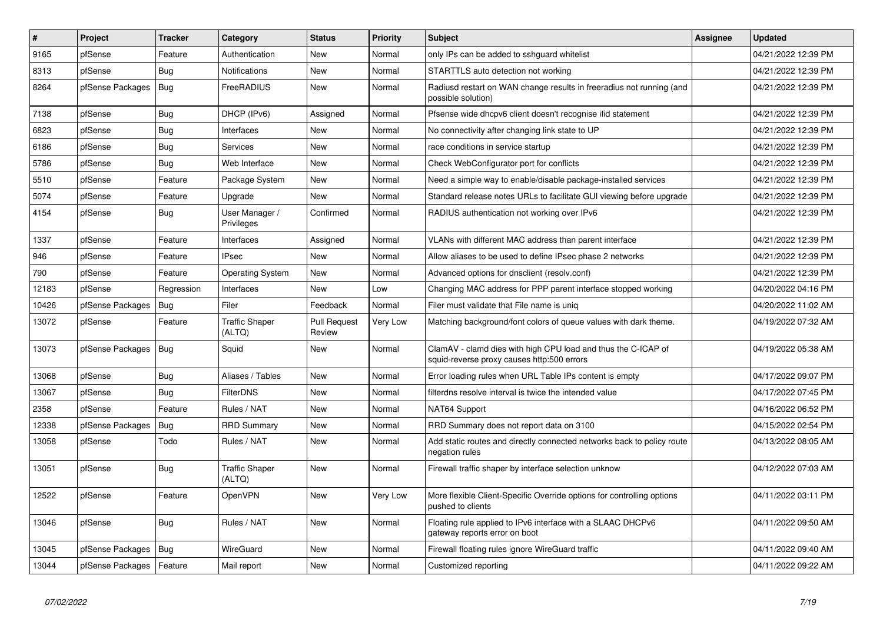| # | Project | Tracker | Category | Status | Priority | Subject | Assignee | Updated |
|---|---|---|---|---|---|---|---|---|
| 9165 | pfSense | Feature | Authentication | New | Normal | only IPs can be added to sshguard whitelist | | 04/21/2022 12:39 PM |
| 8313 | pfSense | Bug | Notifications | New | Normal | STARTTLS auto detection not working | | 04/21/2022 12:39 PM |
| 8264 | pfSense Packages | Bug | FreeRADIUS | New | Normal | Radiusd restart on WAN change results in freeradius not running (and possible solution) | | 04/21/2022 12:39 PM |
| 7138 | pfSense | Bug | DHCP (IPv6) | Assigned | Normal | Pfsense wide dhcpv6 client doesn't recognise ifid statement | | 04/21/2022 12:39 PM |
| 6823 | pfSense | Bug | Interfaces | New | Normal | No connectivity after changing link state to UP | | 04/21/2022 12:39 PM |
| 6186 | pfSense | Bug | Services | New | Normal | race conditions in service startup | | 04/21/2022 12:39 PM |
| 5786 | pfSense | Bug | Web Interface | New | Normal | Check WebConfigurator port for conflicts | | 04/21/2022 12:39 PM |
| 5510 | pfSense | Feature | Package System | New | Normal | Need a simple way to enable/disable package-installed services | | 04/21/2022 12:39 PM |
| 5074 | pfSense | Feature | Upgrade | New | Normal | Standard release notes URLs to facilitate GUI viewing before upgrade | | 04/21/2022 12:39 PM |
| 4154 | pfSense | Bug | User Manager / Privileges | Confirmed | Normal | RADIUS authentication not working over IPv6 | | 04/21/2022 12:39 PM |
| 1337 | pfSense | Feature | Interfaces | Assigned | Normal | VLANs with different MAC address than parent interface | | 04/21/2022 12:39 PM |
| 946 | pfSense | Feature | IPsec | New | Normal | Allow aliases to be used to define IPsec phase 2 networks | | 04/21/2022 12:39 PM |
| 790 | pfSense | Feature | Operating System | New | Normal | Advanced options for dnsclient (resolv.conf) | | 04/21/2022 12:39 PM |
| 12183 | pfSense | Regression | Interfaces | New | Low | Changing MAC address for PPP parent interface stopped working | | 04/20/2022 04:16 PM |
| 10426 | pfSense Packages | Bug | Filer | Feedback | Normal | Filer must validate that File name is uniq | | 04/20/2022 11:02 AM |
| 13072 | pfSense | Feature | Traffic Shaper (ALTQ) | Pull Request Review | Very Low | Matching background/font colors of queue values with dark theme. | | 04/19/2022 07:32 AM |
| 13073 | pfSense Packages | Bug | Squid | New | Normal | ClamAV - clamd dies with high CPU load and thus the C-ICAP of squid-reverse proxy causes http:500 errors | | 04/19/2022 05:38 AM |
| 13068 | pfSense | Bug | Aliases / Tables | New | Normal | Error loading rules when URL Table IPs content is empty | | 04/17/2022 09:07 PM |
| 13067 | pfSense | Bug | FilterDNS | New | Normal | filterdns resolve interval is twice the intended value | | 04/17/2022 07:45 PM |
| 2358 | pfSense | Feature | Rules / NAT | New | Normal | NAT64 Support | | 04/16/2022 06:52 PM |
| 12338 | pfSense Packages | Bug | RRD Summary | New | Normal | RRD Summary does not report data on 3100 | | 04/15/2022 02:54 PM |
| 13058 | pfSense | Todo | Rules / NAT | New | Normal | Add static routes and directly connected networks back to policy route negation rules | | 04/13/2022 08:05 AM |
| 13051 | pfSense | Bug | Traffic Shaper (ALTQ) | New | Normal | Firewall traffic shaper by interface selection unknow | | 04/12/2022 07:03 AM |
| 12522 | pfSense | Feature | OpenVPN | New | Very Low | More flexible Client-Specific Override options for controlling options pushed to clients | | 04/11/2022 03:11 PM |
| 13046 | pfSense | Bug | Rules / NAT | New | Normal | Floating rule applied to IPv6 interface with a SLAAC DHCPv6 gateway reports error on boot | | 04/11/2022 09:50 AM |
| 13045 | pfSense Packages | Bug | WireGuard | New | Normal | Firewall floating rules ignore WireGuard traffic | | 04/11/2022 09:40 AM |
| 13044 | pfSense Packages | Feature | Mail report | New | Normal | Customized reporting | | 04/11/2022 09:22 AM |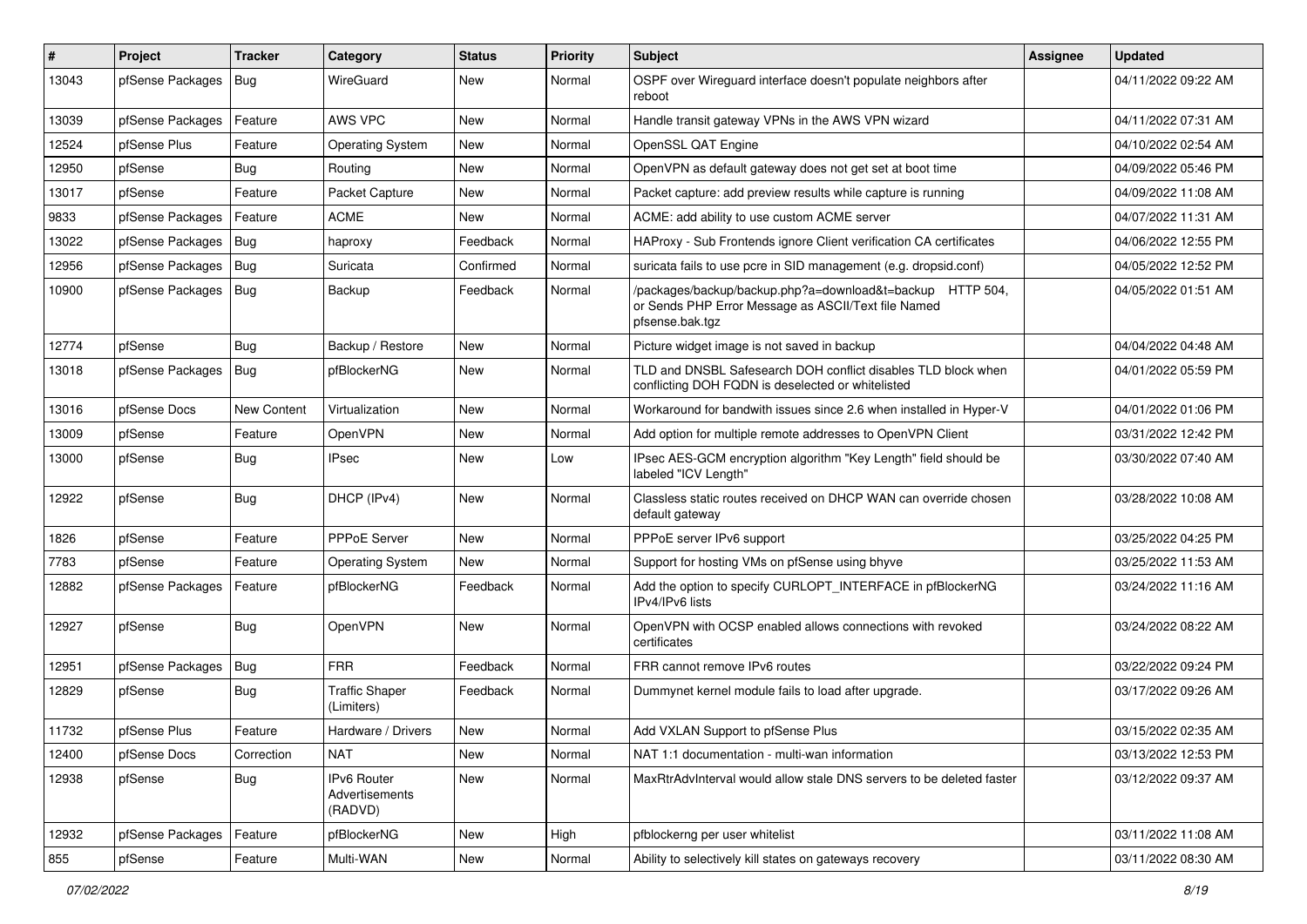| # | Project | Tracker | Category | Status | Priority | Subject | Assignee | Updated |
|---|---|---|---|---|---|---|---|---|
| 13043 | pfSense Packages | Bug | WireGuard | New | Normal | OSPF over Wireguard interface doesn't populate neighbors after reboot | | 04/11/2022 09:22 AM |
| 13039 | pfSense Packages | Feature | AWS VPC | New | Normal | Handle transit gateway VPNs in the AWS VPN wizard | | 04/11/2022 07:31 AM |
| 12524 | pfSense Plus | Feature | Operating System | New | Normal | OpenSSL QAT Engine | | 04/10/2022 02:54 AM |
| 12950 | pfSense | Bug | Routing | New | Normal | OpenVPN as default gateway does not get set at boot time | | 04/09/2022 05:46 PM |
| 13017 | pfSense | Feature | Packet Capture | New | Normal | Packet capture: add preview results while capture is running | | 04/09/2022 11:08 AM |
| 9833 | pfSense Packages | Feature | ACME | New | Normal | ACME: add ability to use custom ACME server | | 04/07/2022 11:31 AM |
| 13022 | pfSense Packages | Bug | haproxy | Feedback | Normal | HAProxy - Sub Frontends ignore Client verification CA certificates | | 04/06/2022 12:55 PM |
| 12956 | pfSense Packages | Bug | Suricata | Confirmed | Normal | suricata fails to use pcre in SID management (e.g. dropsid.conf) | | 04/05/2022 12:52 PM |
| 10900 | pfSense Packages | Bug | Backup | Feedback | Normal | /packages/backup/backup.php?a=download&t=backup HTTP 504, or Sends PHP Error Message as ASCII/Text file Named pfsense.bak.tgz | | 04/05/2022 01:51 AM |
| 12774 | pfSense | Bug | Backup / Restore | New | Normal | Picture widget image is not saved in backup | | 04/04/2022 04:48 AM |
| 13018 | pfSense Packages | Bug | pfBlockerNG | New | Normal | TLD and DNSBL Safesearch DOH conflict disables TLD block when conflicting DOH FQDN is deselected or whitelisted | | 04/01/2022 05:59 PM |
| 13016 | pfSense Docs | New Content | Virtualization | New | Normal | Workaround for bandwith issues since 2.6 when installed in Hyper-V | | 04/01/2022 01:06 PM |
| 13009 | pfSense | Feature | OpenVPN | New | Normal | Add option for multiple remote addresses to OpenVPN Client | | 03/31/2022 12:42 PM |
| 13000 | pfSense | Bug | IPsec | New | Low | IPsec AES-GCM encryption algorithm "Key Length" field should be labeled "ICV Length" | | 03/30/2022 07:40 AM |
| 12922 | pfSense | Bug | DHCP (IPv4) | New | Normal | Classless static routes received on DHCP WAN can override chosen default gateway | | 03/28/2022 10:08 AM |
| 1826 | pfSense | Feature | PPPoE Server | New | Normal | PPPoE server IPv6 support | | 03/25/2022 04:25 PM |
| 7783 | pfSense | Feature | Operating System | New | Normal | Support for hosting VMs on pfSense using bhyve | | 03/25/2022 11:53 AM |
| 12882 | pfSense Packages | Feature | pfBlockerNG | Feedback | Normal | Add the option to specify CURLOPT_INTERFACE in pfBlockerNG IPv4/IPv6 lists | | 03/24/2022 11:16 AM |
| 12927 | pfSense | Bug | OpenVPN | New | Normal | OpenVPN with OCSP enabled allows connections with revoked certificates | | 03/24/2022 08:22 AM |
| 12951 | pfSense Packages | Bug | FRR | Feedback | Normal | FRR cannot remove IPv6 routes | | 03/22/2022 09:24 PM |
| 12829 | pfSense | Bug | Traffic Shaper (Limiters) | Feedback | Normal | Dummynet kernel module fails to load after upgrade. | | 03/17/2022 09:26 AM |
| 11732 | pfSense Plus | Feature | Hardware / Drivers | New | Normal | Add VXLAN Support to pfSense Plus | | 03/15/2022 02:35 AM |
| 12400 | pfSense Docs | Correction | NAT | New | Normal | NAT 1:1 documentation - multi-wan information | | 03/13/2022 12:53 PM |
| 12938 | pfSense | Bug | IPv6 Router Advertisements (RADVD) | New | Normal | MaxRtrAdvInterval would allow stale DNS servers to be deleted faster | | 03/12/2022 09:37 AM |
| 12932 | pfSense Packages | Feature | pfBlockerNG | New | High | pfblockerng per user whitelist | | 03/11/2022 11:08 AM |
| 855 | pfSense | Feature | Multi-WAN | New | Normal | Ability to selectively kill states on gateways recovery | | 03/11/2022 08:30 AM |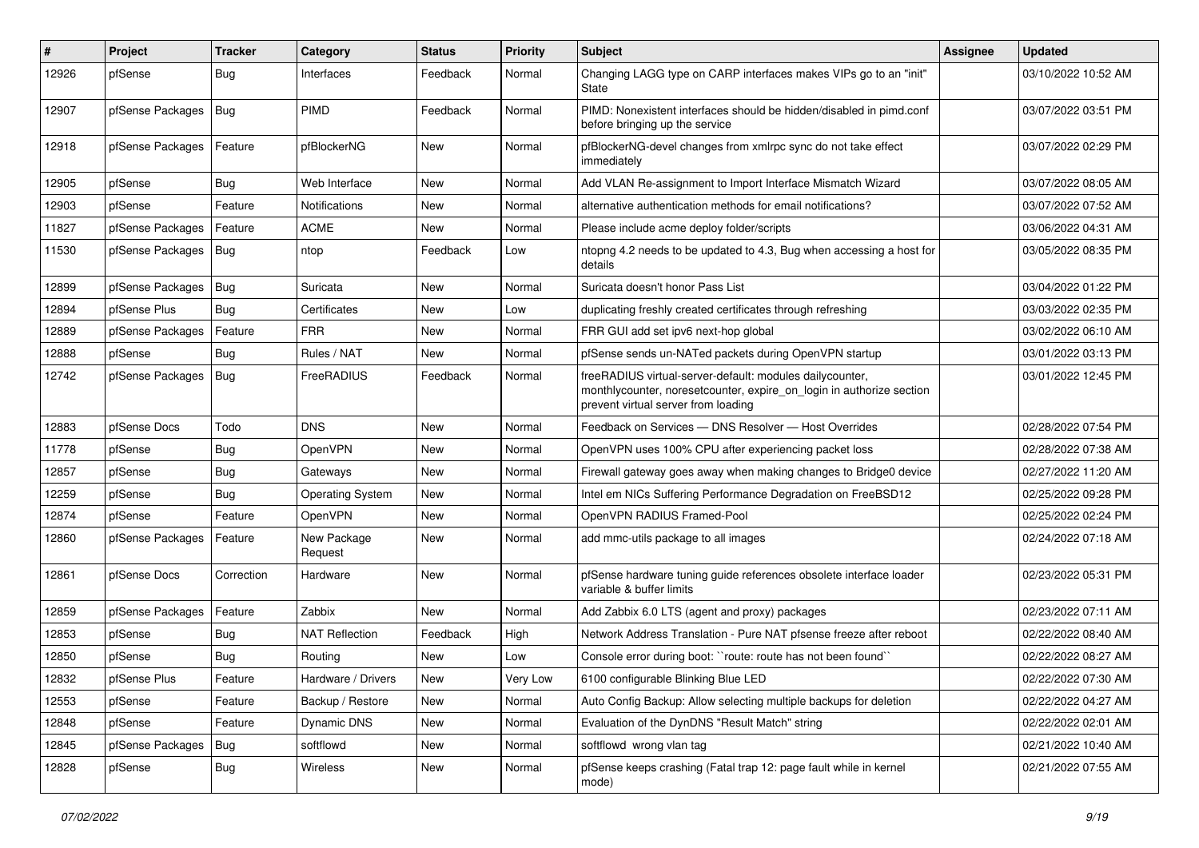| # | Project | Tracker | Category | Status | Priority | Subject | Assignee | Updated |
|---|---|---|---|---|---|---|---|---|
| 12926 | pfSense | Bug | Interfaces | Feedback | Normal | Changing LAGG type on CARP interfaces makes VIPs go to an "init" State | | 03/10/2022 10:52 AM |
| 12907 | pfSense Packages | Bug | PIMD | Feedback | Normal | PIMD: Nonexistent interfaces should be hidden/disabled in pimd.conf before bringing up the service | | 03/07/2022 03:51 PM |
| 12918 | pfSense Packages | Feature | pfBlockerNG | New | Normal | pfBlockerNG-devel changes from xmlrpc sync do not take effect immediately | | 03/07/2022 02:29 PM |
| 12905 | pfSense | Bug | Web Interface | New | Normal | Add VLAN Re-assignment to Import Interface Mismatch Wizard | | 03/07/2022 08:05 AM |
| 12903 | pfSense | Feature | Notifications | New | Normal | alternative authentication methods for email notifications? | | 03/07/2022 07:52 AM |
| 11827 | pfSense Packages | Feature | ACME | New | Normal | Please include acme deploy folder/scripts | | 03/06/2022 04:31 AM |
| 11530 | pfSense Packages | Bug | ntop | Feedback | Low | ntopng 4.2 needs to be updated to 4.3, Bug when accessing a host for details | | 03/05/2022 08:35 PM |
| 12899 | pfSense Packages | Bug | Suricata | New | Normal | Suricata doesn't honor Pass List | | 03/04/2022 01:22 PM |
| 12894 | pfSense Plus | Bug | Certificates | New | Low | duplicating freshly created certificates through refreshing | | 03/03/2022 02:35 PM |
| 12889 | pfSense Packages | Feature | FRR | New | Normal | FRR GUI add set ipv6 next-hop global | | 03/02/2022 06:10 AM |
| 12888 | pfSense | Bug | Rules / NAT | New | Normal | pfSense sends un-NATed packets during OpenVPN startup | | 03/01/2022 03:13 PM |
| 12742 | pfSense Packages | Bug | FreeRADIUS | Feedback | Normal | freeRADIUS virtual-server-default: modules dailycounter, monthlycounter, noresetcounter, expire_on_login in authorize section prevent virtual server from loading | | 03/01/2022 12:45 PM |
| 12883 | pfSense Docs | Todo | DNS | New | Normal | Feedback on Services — DNS Resolver — Host Overrides | | 02/28/2022 07:54 PM |
| 11778 | pfSense | Bug | OpenVPN | New | Normal | OpenVPN uses 100% CPU after experiencing packet loss | | 02/28/2022 07:38 AM |
| 12857 | pfSense | Bug | Gateways | New | Normal | Firewall gateway goes away when making changes to Bridge0 device | | 02/27/2022 11:20 AM |
| 12259 | pfSense | Bug | Operating System | New | Normal | Intel em NICs Suffering Performance Degradation on FreeBSD12 | | 02/25/2022 09:28 PM |
| 12874 | pfSense | Feature | OpenVPN | New | Normal | OpenVPN RADIUS Framed-Pool | | 02/25/2022 02:24 PM |
| 12860 | pfSense Packages | Feature | New Package Request | New | Normal | add mmc-utils package to all images | | 02/24/2022 07:18 AM |
| 12861 | pfSense Docs | Correction | Hardware | New | Normal | pfSense hardware tuning guide references obsolete interface loader variable & buffer limits | | 02/23/2022 05:31 PM |
| 12859 | pfSense Packages | Feature | Zabbix | New | Normal | Add Zabbix 6.0 LTS (agent and proxy) packages | | 02/23/2022 07:11 AM |
| 12853 | pfSense | Bug | NAT Reflection | Feedback | High | Network Address Translation - Pure NAT pfsense freeze after reboot | | 02/22/2022 08:40 AM |
| 12850 | pfSense | Bug | Routing | New | Low | Console error during boot: ``route: route has not been found`` | | 02/22/2022 08:27 AM |
| 12832 | pfSense Plus | Feature | Hardware / Drivers | New | Very Low | 6100 configurable Blinking Blue LED | | 02/22/2022 07:30 AM |
| 12553 | pfSense | Feature | Backup / Restore | New | Normal | Auto Config Backup: Allow selecting multiple backups for deletion | | 02/22/2022 04:27 AM |
| 12848 | pfSense | Feature | Dynamic DNS | New | Normal | Evaluation of the DynDNS "Result Match" string | | 02/22/2022 02:01 AM |
| 12845 | pfSense Packages | Bug | softflowd | New | Normal | softflowd wrong vlan tag | | 02/21/2022 10:40 AM |
| 12828 | pfSense | Bug | Wireless | New | Normal | pfSense keeps crashing (Fatal trap 12: page fault while in kernel mode) | | 02/21/2022 07:55 AM |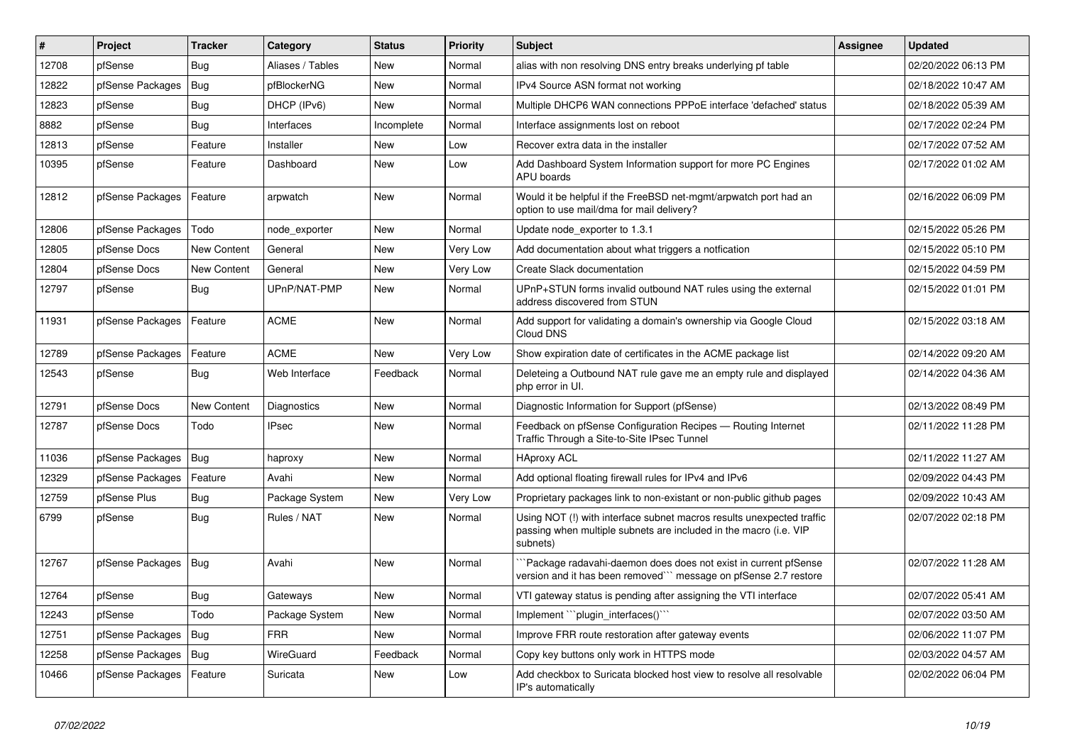| # | Project | Tracker | Category | Status | Priority | Subject | Assignee | Updated |
|---|---|---|---|---|---|---|---|---|
| 12708 | pfSense | Bug | Aliases / Tables | New | Normal | alias with non resolving DNS entry breaks underlying pf table | | 02/20/2022 06:13 PM |
| 12822 | pfSense Packages | Bug | pfBlockerNG | New | Normal | IPv4 Source ASN format not working | | 02/18/2022 10:47 AM |
| 12823 | pfSense | Bug | DHCP (IPv6) | New | Normal | Multiple DHCP6 WAN connections PPPoE interface 'defached' status | | 02/18/2022 05:39 AM |
| 8882 | pfSense | Bug | Interfaces | Incomplete | Normal | Interface assignments lost on reboot | | 02/17/2022 02:24 PM |
| 12813 | pfSense | Feature | Installer | New | Low | Recover extra data in the installer | | 02/17/2022 07:52 AM |
| 10395 | pfSense | Feature | Dashboard | New | Low | Add Dashboard System Information support for more PC Engines APU boards | | 02/17/2022 01:02 AM |
| 12812 | pfSense Packages | Feature | arpwatch | New | Normal | Would it be helpful if the FreeBSD net-mgmt/arpwatch port had an option to use mail/dma for mail delivery? | | 02/16/2022 06:09 PM |
| 12806 | pfSense Packages | Todo | node_exporter | New | Normal | Update node_exporter to 1.3.1 | | 02/15/2022 05:26 PM |
| 12805 | pfSense Docs | New Content | General | New | Very Low | Add documentation about what triggers a notfication | | 02/15/2022 05:10 PM |
| 12804 | pfSense Docs | New Content | General | New | Very Low | Create Slack documentation | | 02/15/2022 04:59 PM |
| 12797 | pfSense | Bug | UPnP/NAT-PMP | New | Normal | UPnP+STUN forms invalid outbound NAT rules using the external address discovered from STUN | | 02/15/2022 01:01 PM |
| 11931 | pfSense Packages | Feature | ACME | New | Normal | Add support for validating a domain's ownership via Google Cloud Cloud DNS | | 02/15/2022 03:18 AM |
| 12789 | pfSense Packages | Feature | ACME | New | Very Low | Show expiration date of certificates in the ACME package list | | 02/14/2022 09:20 AM |
| 12543 | pfSense | Bug | Web Interface | Feedback | Normal | Deleteing a Outbound NAT rule gave me an empty rule and displayed php error in UI. | | 02/14/2022 04:36 AM |
| 12791 | pfSense Docs | New Content | Diagnostics | New | Normal | Diagnostic Information for Support (pfSense) | | 02/13/2022 08:49 PM |
| 12787 | pfSense Docs | Todo | IPsec | New | Normal | Feedback on pfSense Configuration Recipes — Routing Internet Traffic Through a Site-to-Site IPsec Tunnel | | 02/11/2022 11:28 PM |
| 11036 | pfSense Packages | Bug | haproxy | New | Normal | HAproxy ACL | | 02/11/2022 11:27 AM |
| 12329 | pfSense Packages | Feature | Avahi | New | Normal | Add optional floating firewall rules for IPv4 and IPv6 | | 02/09/2022 04:43 PM |
| 12759 | pfSense Plus | Bug | Package System | New | Very Low | Proprietary packages link to non-existant or non-public github pages | | 02/09/2022 10:43 AM |
| 6799 | pfSense | Bug | Rules / NAT | New | Normal | Using NOT (!) with interface subnet macros results unexpected traffic passing when multiple subnets are included in the macro (i.e. VIP subnets) | | 02/07/2022 02:18 PM |
| 12767 | pfSense Packages | Bug | Avahi | New | Normal | ```Package radavahi-daemon does does not exist in current pfSense version and it has been removed``` message on pfSense 2.7 restore | | 02/07/2022 11:28 AM |
| 12764 | pfSense | Bug | Gateways | New | Normal | VTI gateway status is pending after assigning the VTI interface | | 02/07/2022 05:41 AM |
| 12243 | pfSense | Todo | Package System | New | Normal | Implement ```plugin_interfaces()``` | | 02/07/2022 03:50 AM |
| 12751 | pfSense Packages | Bug | FRR | New | Normal | Improve FRR route restoration after gateway events | | 02/06/2022 11:07 PM |
| 12258 | pfSense Packages | Bug | WireGuard | Feedback | Normal | Copy key buttons only work in HTTPS mode | | 02/03/2022 04:57 AM |
| 10466 | pfSense Packages | Feature | Suricata | New | Low | Add checkbox to Suricata blocked host view to resolve all resolvable IP's automatically | | 02/02/2022 06:04 PM |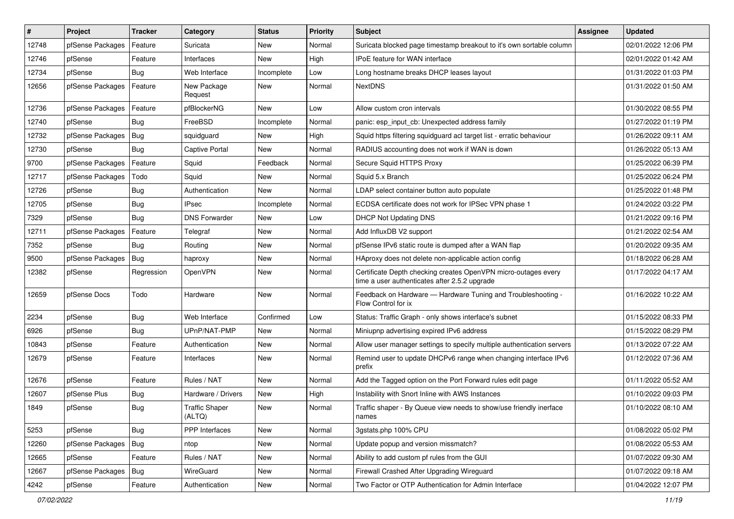| # | Project | Tracker | Category | Status | Priority | Subject | Assignee | Updated |
|---|---|---|---|---|---|---|---|---|
| 12748 | pfSense Packages | Feature | Suricata | New | Normal | Suricata blocked page timestamp breakout to it's own sortable column | | 02/01/2022 12:06 PM |
| 12746 | pfSense | Feature | Interfaces | New | High | IPoE feature for WAN interface | | 02/01/2022 01:42 AM |
| 12734 | pfSense | Bug | Web Interface | Incomplete | Low | Long hostname breaks DHCP leases layout | | 01/31/2022 01:03 PM |
| 12656 | pfSense Packages | Feature | New Package Request | New | Normal | NextDNS | | 01/31/2022 01:50 AM |
| 12736 | pfSense Packages | Feature | pfBlockerNG | New | Low | Allow custom cron intervals | | 01/30/2022 08:55 PM |
| 12740 | pfSense | Bug | FreeBSD | Incomplete | Normal | panic: esp_input_cb: Unexpected address family | | 01/27/2022 01:19 PM |
| 12732 | pfSense Packages | Bug | squidguard | New | High | Squid https filtering squidguard acl target list - erratic behaviour | | 01/26/2022 09:11 AM |
| 12730 | pfSense | Bug | Captive Portal | New | Normal | RADIUS accounting does not work if WAN is down | | 01/26/2022 05:13 AM |
| 9700 | pfSense Packages | Feature | Squid | Feedback | Normal | Secure Squid HTTPS Proxy | | 01/25/2022 06:39 PM |
| 12717 | pfSense Packages | Todo | Squid | New | Normal | Squid 5.x Branch | | 01/25/2022 06:24 PM |
| 12726 | pfSense | Bug | Authentication | New | Normal | LDAP select container button auto populate | | 01/25/2022 01:48 PM |
| 12705 | pfSense | Bug | IPsec | Incomplete | Normal | ECDSA certificate does not work for IPSec VPN phase 1 | | 01/24/2022 03:22 PM |
| 7329 | pfSense | Bug | DNS Forwarder | New | Low | DHCP Not Updating DNS | | 01/21/2022 09:16 PM |
| 12711 | pfSense Packages | Feature | Telegraf | New | Normal | Add InfluxDB V2 support | | 01/21/2022 02:54 AM |
| 7352 | pfSense | Bug | Routing | New | Normal | pfSense IPv6 static route is dumped after a WAN flap | | 01/20/2022 09:35 AM |
| 9500 | pfSense Packages | Bug | haproxy | New | Normal | HAproxy does not delete non-applicable action config | | 01/18/2022 06:28 AM |
| 12382 | pfSense | Regression | OpenVPN | New | Normal | Certificate Depth checking creates OpenVPN micro-outages every time a user authenticates after 2.5.2 upgrade | | 01/17/2022 04:17 AM |
| 12659 | pfSense Docs | Todo | Hardware | New | Normal | Feedback on Hardware — Hardware Tuning and Troubleshooting - Flow Control for ix | | 01/16/2022 10:22 AM |
| 2234 | pfSense | Bug | Web Interface | Confirmed | Low | Status: Traffic Graph - only shows interface's subnet | | 01/15/2022 08:33 PM |
| 6926 | pfSense | Bug | UPnP/NAT-PMP | New | Normal | Miniupnp advertising expired IPv6 address | | 01/15/2022 08:29 PM |
| 10843 | pfSense | Feature | Authentication | New | Normal | Allow user manager settings to specify multiple authentication servers | | 01/13/2022 07:22 AM |
| 12679 | pfSense | Feature | Interfaces | New | Normal | Remind user to update DHCPv6 range when changing interface IPv6 prefix | | 01/12/2022 07:36 AM |
| 12676 | pfSense | Feature | Rules / NAT | New | Normal | Add the Tagged option on the Port Forward rules edit page | | 01/11/2022 05:52 AM |
| 12607 | pfSense Plus | Bug | Hardware / Drivers | New | High | Instability with Snort Inline with AWS Instances | | 01/10/2022 09:03 PM |
| 1849 | pfSense | Bug | Traffic Shaper (ALTQ) | New | Normal | Traffic shaper - By Queue view needs to show/use friendly inerface names | | 01/10/2022 08:10 AM |
| 5253 | pfSense | Bug | PPP Interfaces | New | Normal | 3gstats.php 100% CPU | | 01/08/2022 05:02 PM |
| 12260 | pfSense Packages | Bug | ntop | New | Normal | Update popup and version missmatch? | | 01/08/2022 05:53 AM |
| 12665 | pfSense | Feature | Rules / NAT | New | Normal | Ability to add custom pf rules from the GUI | | 01/07/2022 09:30 AM |
| 12667 | pfSense Packages | Bug | WireGuard | New | Normal | Firewall Crashed After Upgrading Wireguard | | 01/07/2022 09:18 AM |
| 4242 | pfSense | Feature | Authentication | New | Normal | Two Factor or OTP Authentication for Admin Interface | | 01/04/2022 12:07 PM |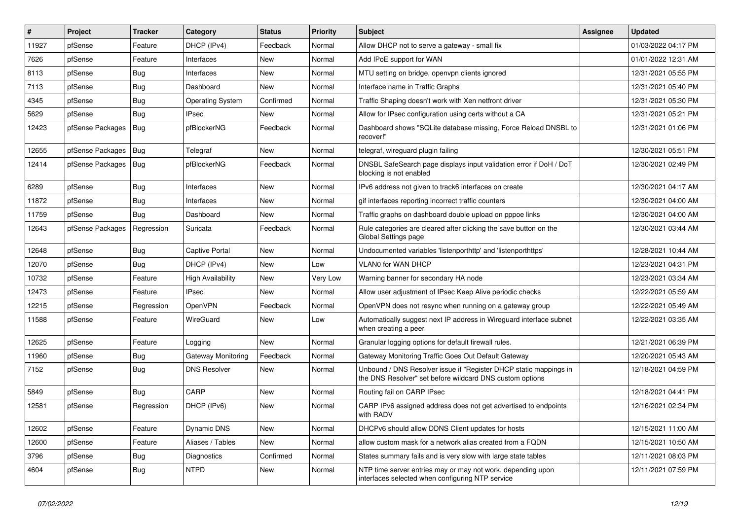| # | Project | Tracker | Category | Status | Priority | Subject | Assignee | Updated |
|---|---|---|---|---|---|---|---|---|
| 11927 | pfSense | Feature | DHCP (IPv4) | Feedback | Normal | Allow DHCP not to serve a gateway - small fix | | 01/03/2022 04:17 PM |
| 7626 | pfSense | Feature | Interfaces | New | Normal | Add IPoE support for WAN | | 01/01/2022 12:31 AM |
| 8113 | pfSense | Bug | Interfaces | New | Normal | MTU setting on bridge, openvpn clients ignored | | 12/31/2021 05:55 PM |
| 7113 | pfSense | Bug | Dashboard | New | Normal | Interface name in Traffic Graphs | | 12/31/2021 05:40 PM |
| 4345 | pfSense | Bug | Operating System | Confirmed | Normal | Traffic Shaping doesn't work with Xen netfront driver | | 12/31/2021 05:30 PM |
| 5629 | pfSense | Bug | IPsec | New | Normal | Allow for IPsec configuration using certs without a CA | | 12/31/2021 05:21 PM |
| 12423 | pfSense Packages | Bug | pfBlockerNG | Feedback | Normal | Dashboard shows "SQLite database missing, Force Reload DNSBL to recover!" | | 12/31/2021 01:06 PM |
| 12655 | pfSense Packages | Bug | Telegraf | New | Normal | telegraf, wireguard plugin failing | | 12/30/2021 05:51 PM |
| 12414 | pfSense Packages | Bug | pfBlockerNG | Feedback | Normal | DNSBL SafeSearch page displays input validation error if DoH / DoT blocking is not enabled | | 12/30/2021 02:49 PM |
| 6289 | pfSense | Bug | Interfaces | New | Normal | IPv6 address not given to track6 interfaces on create | | 12/30/2021 04:17 AM |
| 11872 | pfSense | Bug | Interfaces | New | Normal | gif interfaces reporting incorrect traffic counters | | 12/30/2021 04:00 AM |
| 11759 | pfSense | Bug | Dashboard | New | Normal | Traffic graphs on dashboard double upload on pppoe links | | 12/30/2021 04:00 AM |
| 12643 | pfSense Packages | Regression | Suricata | Feedback | Normal | Rule categories are cleared after clicking the save button on the Global Settings page | | 12/30/2021 03:44 AM |
| 12648 | pfSense | Bug | Captive Portal | New | Normal | Undocumented variables 'listenporthttp' and 'listenporthttps' | | 12/28/2021 10:44 AM |
| 12070 | pfSense | Bug | DHCP (IPv4) | New | Low | VLAN0 for WAN DHCP | | 12/23/2021 04:31 PM |
| 10732 | pfSense | Feature | High Availability | New | Very Low | Warning banner for secondary HA node | | 12/23/2021 03:34 AM |
| 12473 | pfSense | Feature | IPsec | New | Normal | Allow user adjustment of IPsec Keep Alive periodic checks | | 12/22/2021 05:59 AM |
| 12215 | pfSense | Regression | OpenVPN | Feedback | Normal | OpenVPN does not resync when running on a gateway group | | 12/22/2021 05:49 AM |
| 11588 | pfSense | Feature | WireGuard | New | Low | Automatically suggest next IP address in Wireguard interface subnet when creating a peer | | 12/22/2021 03:35 AM |
| 12625 | pfSense | Feature | Logging | New | Normal | Granular logging options for default firewall rules. | | 12/21/2021 06:39 PM |
| 11960 | pfSense | Bug | Gateway Monitoring | Feedback | Normal | Gateway Monitoring Traffic Goes Out Default Gateway | | 12/20/2021 05:43 AM |
| 7152 | pfSense | Bug | DNS Resolver | New | Normal | Unbound / DNS Resolver issue if "Register DHCP static mappings in the DNS Resolver" set before wildcard DNS custom options | | 12/18/2021 04:59 PM |
| 5849 | pfSense | Bug | CARP | New | Normal | Routing fail on CARP IPsec | | 12/18/2021 04:41 PM |
| 12581 | pfSense | Regression | DHCP (IPv6) | New | Normal | CARP IPv6 assigned address does not get advertised to endpoints with RADV | | 12/16/2021 02:34 PM |
| 12602 | pfSense | Feature | Dynamic DNS | New | Normal | DHCPv6 should allow DDNS Client updates for hosts | | 12/15/2021 11:00 AM |
| 12600 | pfSense | Feature | Aliases / Tables | New | Normal | allow custom mask for a network alias created from a FQDN | | 12/15/2021 10:50 AM |
| 3796 | pfSense | Bug | Diagnostics | Confirmed | Normal | States summary fails and is very slow with large state tables | | 12/11/2021 08:03 PM |
| 4604 | pfSense | Bug | NTPD | New | Normal | NTP time server entries may or may not work, depending upon interfaces selected when configuring NTP service | | 12/11/2021 07:59 PM |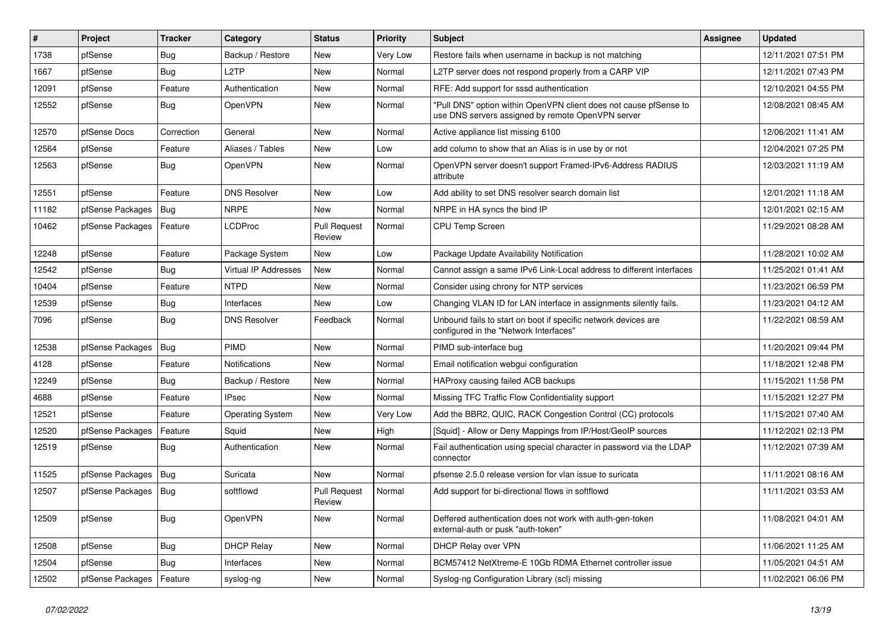| # | Project | Tracker | Category | Status | Priority | Subject | Assignee | Updated |
|---|---|---|---|---|---|---|---|---|
| 1738 | pfSense | Bug | Backup / Restore | New | Very Low | Restore fails when username in backup is not matching | | 12/11/2021 07:51 PM |
| 1667 | pfSense | Bug | L2TP | New | Normal | L2TP server does not respond properly from a CARP VIP | | 12/11/2021 07:43 PM |
| 12091 | pfSense | Feature | Authentication | New | Normal | RFE: Add support for sssd authentication | | 12/10/2021 04:55 PM |
| 12552 | pfSense | Bug | OpenVPN | New | Normal | "Pull DNS" option within OpenVPN client does not cause pfSense to use DNS servers assigned by remote OpenVPN server | | 12/08/2021 08:45 AM |
| 12570 | pfSense Docs | Correction | General | New | Normal | Active appliance list missing 6100 | | 12/06/2021 11:41 AM |
| 12564 | pfSense | Feature | Aliases / Tables | New | Low | add column to show that an Alias is in use by or not | | 12/04/2021 07:25 PM |
| 12563 | pfSense | Bug | OpenVPN | New | Normal | OpenVPN server doesn't support Framed-IPv6-Address RADIUS attribute | | 12/03/2021 11:19 AM |
| 12551 | pfSense | Feature | DNS Resolver | New | Low | Add ability to set DNS resolver search domain list | | 12/01/2021 11:18 AM |
| 11182 | pfSense Packages | Bug | NRPE | New | Normal | NRPE in HA syncs the bind IP | | 12/01/2021 02:15 AM |
| 10462 | pfSense Packages | Feature | LCDProc | Pull Request Review | Normal | CPU Temp Screen | | 11/29/2021 08:28 AM |
| 12248 | pfSense | Feature | Package System | New | Low | Package Update Availability Notification | | 11/28/2021 10:02 AM |
| 12542 | pfSense | Bug | Virtual IP Addresses | New | Normal | Cannot assign a same IPv6 Link-Local address to different interfaces | | 11/25/2021 01:41 AM |
| 10404 | pfSense | Feature | NTPD | New | Normal | Consider using chrony for NTP services | | 11/23/2021 06:59 PM |
| 12539 | pfSense | Bug | Interfaces | New | Low | Changing VLAN ID for LAN interface in assignments silently fails. | | 11/23/2021 04:12 AM |
| 7096 | pfSense | Bug | DNS Resolver | Feedback | Normal | Unbound fails to start on boot if specific network devices are configured in the "Network Interfaces" | | 11/22/2021 08:59 AM |
| 12538 | pfSense Packages | Bug | PIMD | New | Normal | PIMD sub-interface bug | | 11/20/2021 09:44 PM |
| 4128 | pfSense | Feature | Notifications | New | Normal | Email notification webgui configuration | | 11/18/2021 12:48 PM |
| 12249 | pfSense | Bug | Backup / Restore | New | Normal | HAProxy causing failed ACB backups | | 11/15/2021 11:58 PM |
| 4688 | pfSense | Feature | IPsec | New | Normal | Missing TFC Traffic Flow Confidentiality support | | 11/15/2021 12:27 PM |
| 12521 | pfSense | Feature | Operating System | New | Very Low | Add the BBR2, QUIC, RACK Congestion Control (CC) protocols | | 11/15/2021 07:40 AM |
| 12520 | pfSense Packages | Feature | Squid | New | High | [Squid] - Allow or Deny Mappings from IP/Host/GeoIP sources | | 11/12/2021 02:13 PM |
| 12519 | pfSense | Bug | Authentication | New | Normal | Fail authentication using special character in password via the LDAP connector | | 11/12/2021 07:39 AM |
| 11525 | pfSense Packages | Bug | Suricata | New | Normal | pfsense 2.5.0 release version for vlan issue to suricata | | 11/11/2021 08:16 AM |
| 12507 | pfSense Packages | Bug | softflowd | Pull Request Review | Normal | Add support for bi-directional flows in softflowd | | 11/11/2021 03:53 AM |
| 12509 | pfSense | Bug | OpenVPN | New | Normal | Deffered authentication does not work with auth-gen-token external-auth or pusk "auth-token" | | 11/08/2021 04:01 AM |
| 12508 | pfSense | Bug | DHCP Relay | New | Normal | DHCP Relay over VPN | | 11/06/2021 11:25 AM |
| 12504 | pfSense | Bug | Interfaces | New | Normal | BCM57412 NetXtreme-E 10Gb RDMA Ethernet controller issue | | 11/05/2021 04:51 AM |
| 12502 | pfSense Packages | Feature | syslog-ng | New | Normal | Syslog-ng Configuration Library (scl) missing | | 11/02/2021 06:06 PM |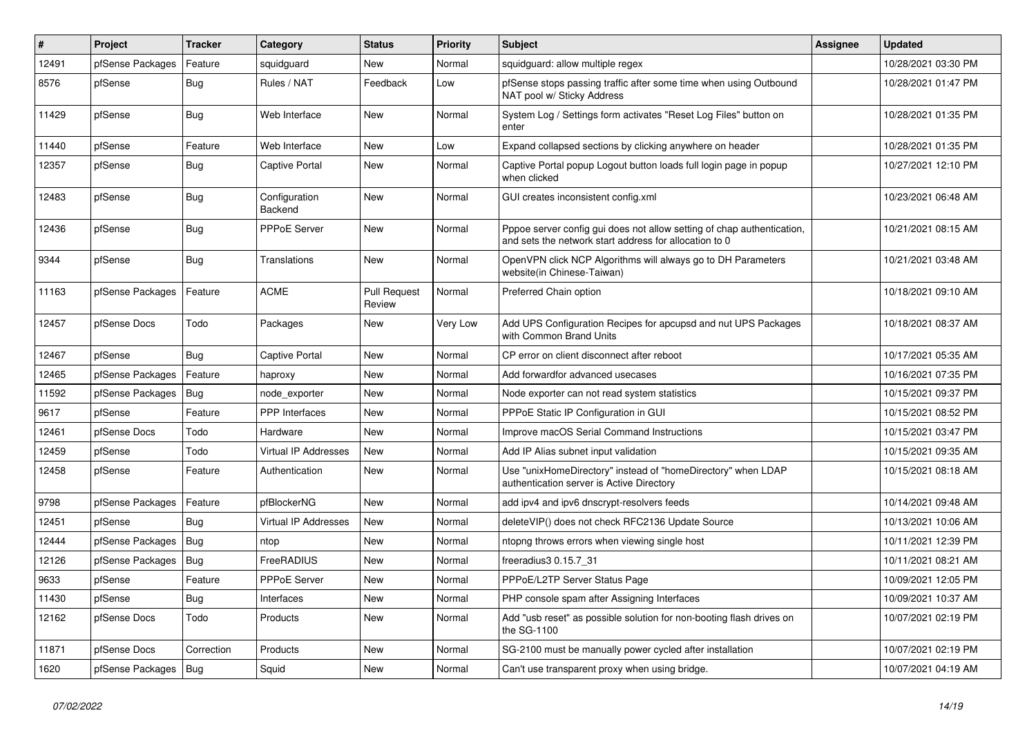| # | Project | Tracker | Category | Status | Priority | Subject | Assignee | Updated |
|---|---|---|---|---|---|---|---|---|
| 12491 | pfSense Packages | Feature | squidguard | New | Normal | squidguard: allow multiple regex | | 10/28/2021 03:30 PM |
| 8576 | pfSense | Bug | Rules / NAT | Feedback | Low | pfSense stops passing traffic after some time when using Outbound NAT pool w/ Sticky Address | | 10/28/2021 01:47 PM |
| 11429 | pfSense | Bug | Web Interface | New | Normal | System Log / Settings form activates "Reset Log Files" button on enter | | 10/28/2021 01:35 PM |
| 11440 | pfSense | Feature | Web Interface | New | Low | Expand collapsed sections by clicking anywhere on header | | 10/28/2021 01:35 PM |
| 12357 | pfSense | Bug | Captive Portal | New | Normal | Captive Portal popup Logout button loads full login page in popup when clicked | | 10/27/2021 12:10 PM |
| 12483 | pfSense | Bug | Configuration Backend | New | Normal | GUI creates inconsistent config.xml | | 10/23/2021 06:48 AM |
| 12436 | pfSense | Bug | PPPoE Server | New | Normal | Pppoe server config gui does not allow setting of chap authentication, and sets the network start address for allocation to 0 | | 10/21/2021 08:15 AM |
| 9344 | pfSense | Bug | Translations | New | Normal | OpenVPN click NCP Algorithms will always go to DH Parameters website(in Chinese-Taiwan) | | 10/21/2021 03:48 AM |
| 11163 | pfSense Packages | Feature | ACME | Pull Request Review | Normal | Preferred Chain option | | 10/18/2021 09:10 AM |
| 12457 | pfSense Docs | Todo | Packages | New | Very Low | Add UPS Configuration Recipes for apcupsd and nut UPS Packages with Common Brand Units | | 10/18/2021 08:37 AM |
| 12467 | pfSense | Bug | Captive Portal | New | Normal | CP error on client disconnect after reboot | | 10/17/2021 05:35 AM |
| 12465 | pfSense Packages | Feature | haproxy | New | Normal | Add forwardfor advanced usecases | | 10/16/2021 07:35 PM |
| 11592 | pfSense Packages | Bug | node_exporter | New | Normal | Node exporter can not read system statistics | | 10/15/2021 09:37 PM |
| 9617 | pfSense | Feature | PPP Interfaces | New | Normal | PPPoE Static IP Configuration in GUI | | 10/15/2021 08:52 PM |
| 12461 | pfSense Docs | Todo | Hardware | New | Normal | Improve macOS Serial Command Instructions | | 10/15/2021 03:47 PM |
| 12459 | pfSense | Todo | Virtual IP Addresses | New | Normal | Add IP Alias subnet input validation | | 10/15/2021 09:35 AM |
| 12458 | pfSense | Feature | Authentication | New | Normal | Use "unixHomeDirectory" instead of "homeDirectory" when LDAP authentication server is Active Directory | | 10/15/2021 08:18 AM |
| 9798 | pfSense Packages | Feature | pfBlockerNG | New | Normal | add ipv4 and ipv6 dnscrypt-resolvers feeds | | 10/14/2021 09:48 AM |
| 12451 | pfSense | Bug | Virtual IP Addresses | New | Normal | deleteVIP() does not check RFC2136 Update Source | | 10/13/2021 10:06 AM |
| 12444 | pfSense Packages | Bug | ntop | New | Normal | ntopng throws errors when viewing single host | | 10/11/2021 12:39 PM |
| 12126 | pfSense Packages | Bug | FreeRADIUS | New | Normal | freeradius3 0.15.7_31 | | 10/11/2021 08:21 AM |
| 9633 | pfSense | Feature | PPPoE Server | New | Normal | PPPoE/L2TP Server Status Page | | 10/09/2021 12:05 PM |
| 11430 | pfSense | Bug | Interfaces | New | Normal | PHP console spam after Assigning Interfaces | | 10/09/2021 10:37 AM |
| 12162 | pfSense Docs | Todo | Products | New | Normal | Add "usb reset" as possible solution for non-booting flash drives on the SG-1100 | | 10/07/2021 02:19 PM |
| 11871 | pfSense Docs | Correction | Products | New | Normal | SG-2100 must be manually power cycled after installation | | 10/07/2021 02:19 PM |
| 1620 | pfSense Packages | Bug | Squid | New | Normal | Can't use transparent proxy when using bridge. | | 10/07/2021 04:19 AM |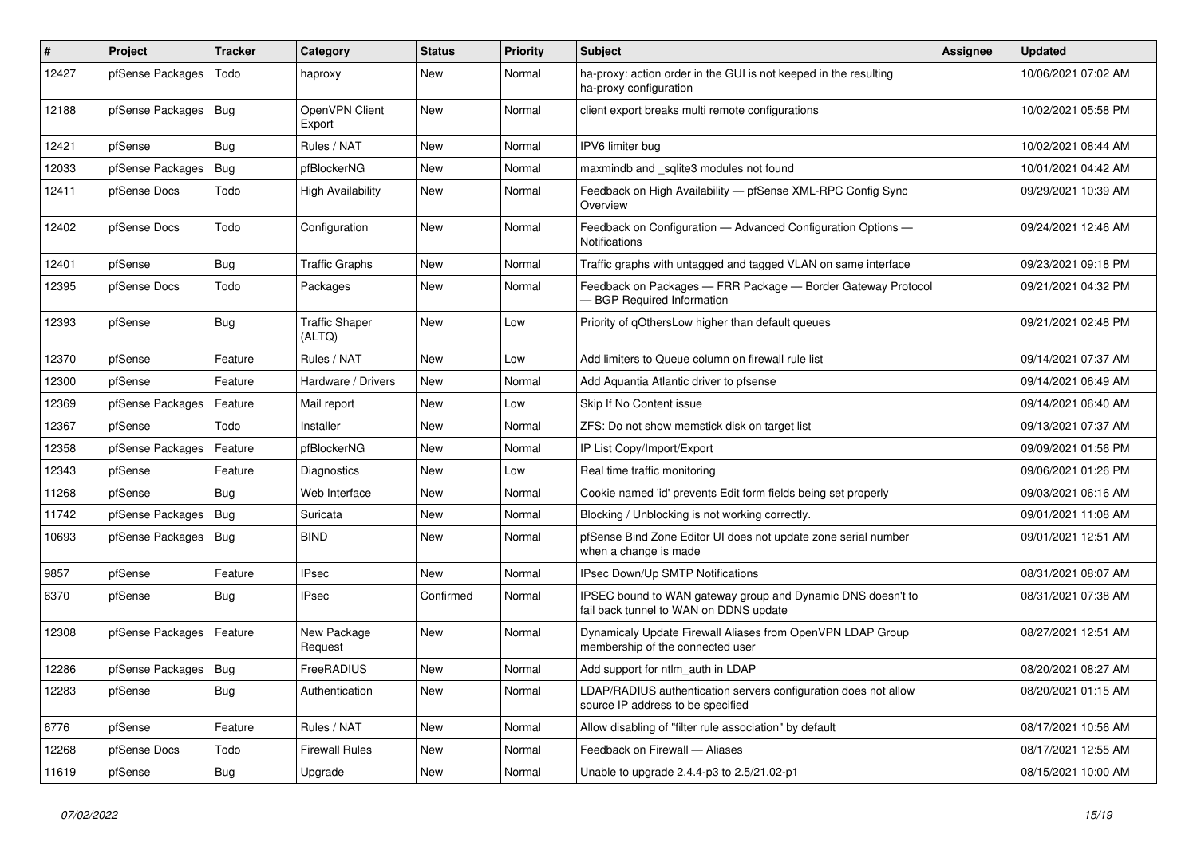| # | Project | Tracker | Category | Status | Priority | Subject | Assignee | Updated |
|---|---|---|---|---|---|---|---|---|
| 12427 | pfSense Packages | Todo | haproxy | New | Normal | ha-proxy: action order in the GUI is not keeped in the resulting ha-proxy configuration | | 10/06/2021 07:02 AM |
| 12188 | pfSense Packages | Bug | OpenVPN Client Export | New | Normal | client export breaks multi remote configurations | | 10/02/2021 05:58 PM |
| 12421 | pfSense | Bug | Rules / NAT | New | Normal | IPV6 limiter bug | | 10/02/2021 08:44 AM |
| 12033 | pfSense Packages | Bug | pfBlockerNG | New | Normal | maxmindb and _sqlite3 modules not found | | 10/01/2021 04:42 AM |
| 12411 | pfSense Docs | Todo | High Availability | New | Normal | Feedback on High Availability — pfSense XML-RPC Config Sync Overview | | 09/29/2021 10:39 AM |
| 12402 | pfSense Docs | Todo | Configuration | New | Normal | Feedback on Configuration — Advanced Configuration Options — Notifications | | 09/24/2021 12:46 AM |
| 12401 | pfSense | Bug | Traffic Graphs | New | Normal | Traffic graphs with untagged and tagged VLAN on same interface | | 09/23/2021 09:18 PM |
| 12395 | pfSense Docs | Todo | Packages | New | Normal | Feedback on Packages — FRR Package — Border Gateway Protocol — BGP Required Information | | 09/21/2021 04:32 PM |
| 12393 | pfSense | Bug | Traffic Shaper (ALTQ) | New | Low | Priority of qOthersLow higher than default queues | | 09/21/2021 02:48 PM |
| 12370 | pfSense | Feature | Rules / NAT | New | Low | Add limiters to Queue column on firewall rule list | | 09/14/2021 07:37 AM |
| 12300 | pfSense | Feature | Hardware / Drivers | New | Normal | Add Aquantia Atlantic driver to pfsense | | 09/14/2021 06:49 AM |
| 12369 | pfSense Packages | Feature | Mail report | New | Low | Skip If No Content issue | | 09/14/2021 06:40 AM |
| 12367 | pfSense | Todo | Installer | New | Normal | ZFS: Do not show memstick disk on target list | | 09/13/2021 07:37 AM |
| 12358 | pfSense Packages | Feature | pfBlockerNG | New | Normal | IP List Copy/Import/Export | | 09/09/2021 01:56 PM |
| 12343 | pfSense | Feature | Diagnostics | New | Low | Real time traffic monitoring | | 09/06/2021 01:26 PM |
| 11268 | pfSense | Bug | Web Interface | New | Normal | Cookie named 'id' prevents Edit form fields being set properly | | 09/03/2021 06:16 AM |
| 11742 | pfSense Packages | Bug | Suricata | New | Normal | Blocking / Unblocking is not working correctly. | | 09/01/2021 11:08 AM |
| 10693 | pfSense Packages | Bug | BIND | New | Normal | pfSense Bind Zone Editor UI does not update zone serial number when a change is made | | 09/01/2021 12:51 AM |
| 9857 | pfSense | Feature | IPsec | New | Normal | IPsec Down/Up SMTP Notifications | | 08/31/2021 08:07 AM |
| 6370 | pfSense | Bug | IPsec | Confirmed | Normal | IPSEC bound to WAN gateway group and Dynamic DNS doesn't to fail back tunnel to WAN on DDNS update | | 08/31/2021 07:38 AM |
| 12308 | pfSense Packages | Feature | New Package Request | New | Normal | Dynamicaly Update Firewall Aliases from OpenVPN LDAP Group membership of the connected user | | 08/27/2021 12:51 AM |
| 12286 | pfSense Packages | Bug | FreeRADIUS | New | Normal | Add support for ntlm_auth in LDAP | | 08/20/2021 08:27 AM |
| 12283 | pfSense | Bug | Authentication | New | Normal | LDAP/RADIUS authentication servers configuration does not allow source IP address to be specified | | 08/20/2021 01:15 AM |
| 6776 | pfSense | Feature | Rules / NAT | New | Normal | Allow disabling of "filter rule association" by default | | 08/17/2021 10:56 AM |
| 12268 | pfSense Docs | Todo | Firewall Rules | New | Normal | Feedback on Firewall — Aliases | | 08/17/2021 12:55 AM |
| 11619 | pfSense | Bug | Upgrade | New | Normal | Unable to upgrade 2.4.4-p3 to 2.5/21.02-p1 | | 08/15/2021 10:00 AM |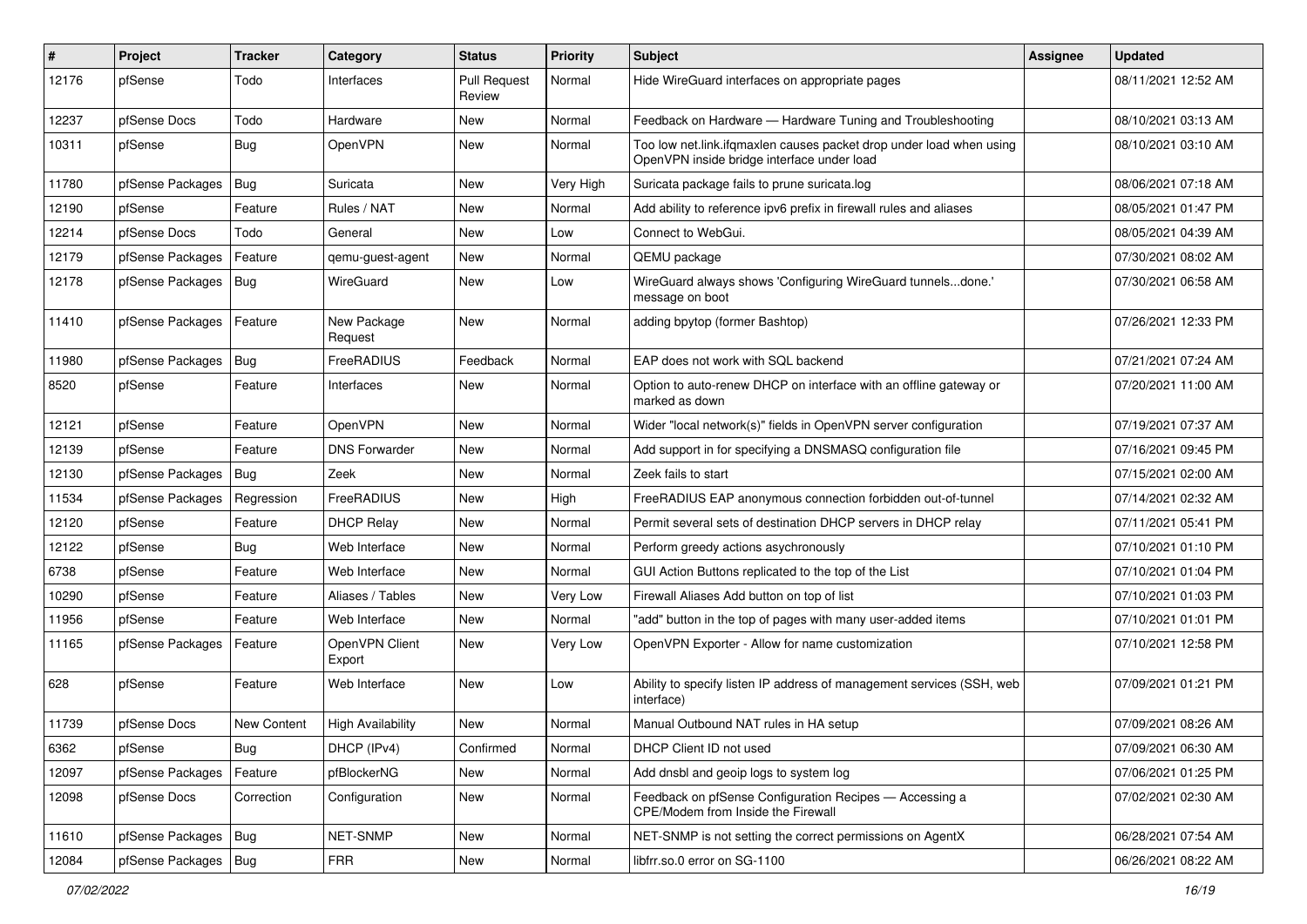| # | Project | Tracker | Category | Status | Priority | Subject | Assignee | Updated |
|---|---|---|---|---|---|---|---|---|
| 12176 | pfSense | Todo | Interfaces | Pull Request Review | Normal | Hide WireGuard interfaces on appropriate pages | | 08/11/2021 12:52 AM |
| 12237 | pfSense Docs | Todo | Hardware | New | Normal | Feedback on Hardware — Hardware Tuning and Troubleshooting | | 08/10/2021 03:13 AM |
| 10311 | pfSense | Bug | OpenVPN | New | Normal | Too low net.link.ifqmaxlen causes packet drop under load when using OpenVPN inside bridge interface under load | | 08/10/2021 03:10 AM |
| 11780 | pfSense Packages | Bug | Suricata | New | Very High | Suricata package fails to prune suricata.log | | 08/06/2021 07:18 AM |
| 12190 | pfSense | Feature | Rules / NAT | New | Normal | Add ability to reference ipv6 prefix in firewall rules and aliases | | 08/05/2021 01:47 PM |
| 12214 | pfSense Docs | Todo | General | New | Low | Connect to WebGui. | | 08/05/2021 04:39 AM |
| 12179 | pfSense Packages | Feature | qemu-guest-agent | New | Normal | QEMU package | | 07/30/2021 08:02 AM |
| 12178 | pfSense Packages | Bug | WireGuard | New | Low | WireGuard always shows 'Configuring WireGuard tunnels...done.' message on boot | | 07/30/2021 06:58 AM |
| 11410 | pfSense Packages | Feature | New Package Request | New | Normal | adding bpytop (former Bashtop) | | 07/26/2021 12:33 PM |
| 11980 | pfSense Packages | Bug | FreeRADIUS | Feedback | Normal | EAP does not work with SQL backend | | 07/21/2021 07:24 AM |
| 8520 | pfSense | Feature | Interfaces | New | Normal | Option to auto-renew DHCP on interface with an offline gateway or marked as down | | 07/20/2021 11:00 AM |
| 12121 | pfSense | Feature | OpenVPN | New | Normal | Wider "local network(s)" fields in OpenVPN server configuration | | 07/19/2021 07:37 AM |
| 12139 | pfSense | Feature | DNS Forwarder | New | Normal | Add support in for specifying a DNSMASQ configuration file | | 07/16/2021 09:45 PM |
| 12130 | pfSense Packages | Bug | Zeek | New | Normal | Zeek fails to start | | 07/15/2021 02:00 AM |
| 11534 | pfSense Packages | Regression | FreeRADIUS | New | High | FreeRADIUS EAP anonymous connection forbidden out-of-tunnel | | 07/14/2021 02:32 AM |
| 12120 | pfSense | Feature | DHCP Relay | New | Normal | Permit several sets of destination DHCP servers in DHCP relay | | 07/11/2021 05:41 PM |
| 12122 | pfSense | Bug | Web Interface | New | Normal | Perform greedy actions asychronously | | 07/10/2021 01:10 PM |
| 6738 | pfSense | Feature | Web Interface | New | Normal | GUI Action Buttons replicated to the top of the List | | 07/10/2021 01:04 PM |
| 10290 | pfSense | Feature | Aliases / Tables | New | Very Low | Firewall Aliases Add button on top of list | | 07/10/2021 01:03 PM |
| 11956 | pfSense | Feature | Web Interface | New | Normal | "add" button in the top of pages with many user-added items | | 07/10/2021 01:01 PM |
| 11165 | pfSense Packages | Feature | OpenVPN Client Export | New | Very Low | OpenVPN Exporter - Allow for name customization | | 07/10/2021 12:58 PM |
| 628 | pfSense | Feature | Web Interface | New | Low | Ability to specify listen IP address of management services (SSH, web interface) | | 07/09/2021 01:21 PM |
| 11739 | pfSense Docs | New Content | High Availability | New | Normal | Manual Outbound NAT rules in HA setup | | 07/09/2021 08:26 AM |
| 6362 | pfSense | Bug | DHCP (IPv4) | Confirmed | Normal | DHCP Client ID not used | | 07/09/2021 06:30 AM |
| 12097 | pfSense Packages | Feature | pfBlockerNG | New | Normal | Add dnsbl and geoip logs to system log | | 07/06/2021 01:25 PM |
| 12098 | pfSense Docs | Correction | Configuration | New | Normal | Feedback on pfSense Configuration Recipes — Accessing a CPE/Modem from Inside the Firewall | | 07/02/2021 02:30 AM |
| 11610 | pfSense Packages | Bug | NET-SNMP | New | Normal | NET-SNMP is not setting the correct permissions on AgentX | | 06/28/2021 07:54 AM |
| 12084 | pfSense Packages | Bug | FRR | New | Normal | libfrr.so.0 error on SG-1100 | | 06/26/2021 08:22 AM |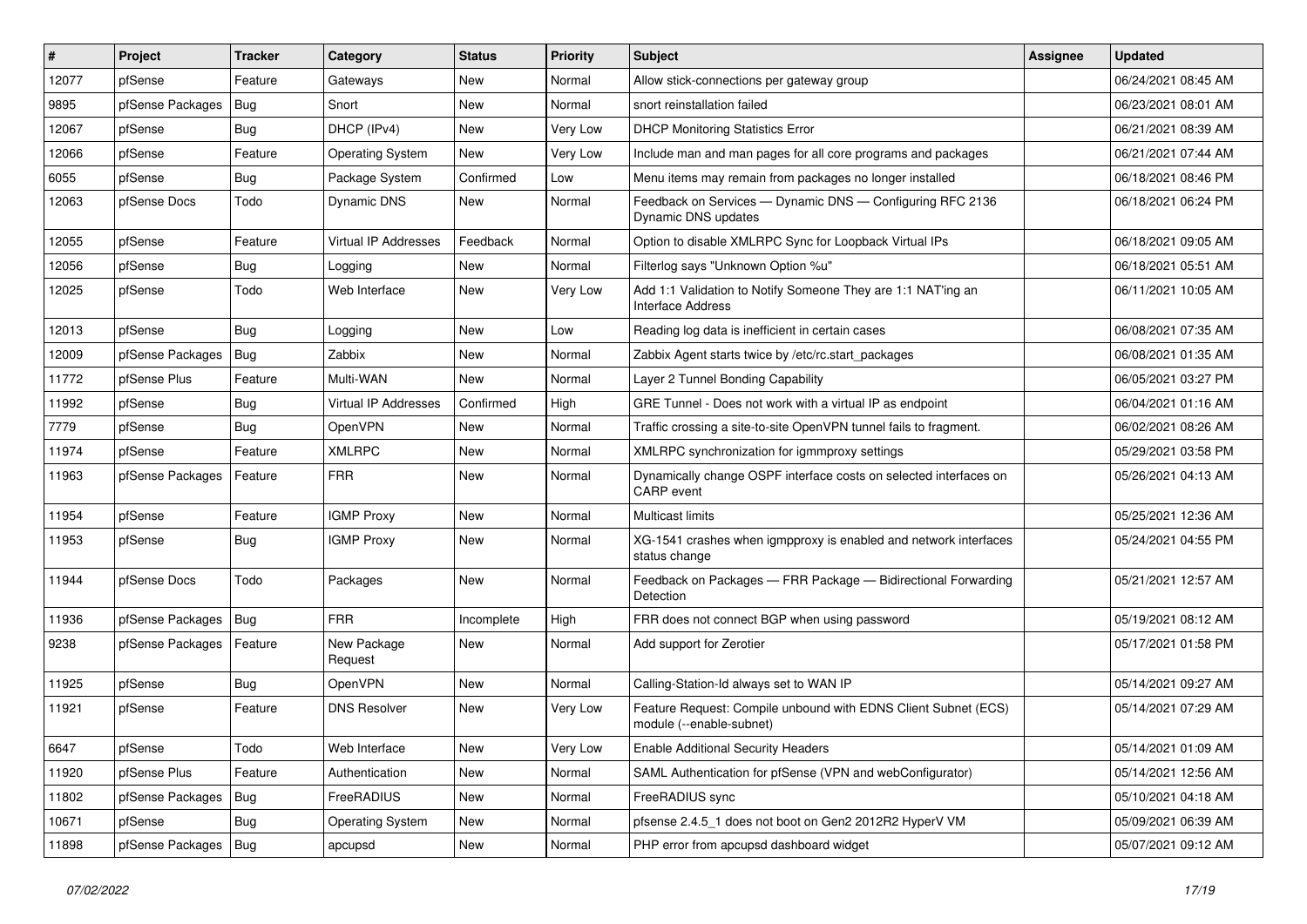| # | Project | Tracker | Category | Status | Priority | Subject | Assignee | Updated |
|---|---|---|---|---|---|---|---|---|
| 12077 | pfSense | Feature | Gateways | New | Normal | Allow stick-connections per gateway group | | 06/24/2021 08:45 AM |
| 9895 | pfSense Packages | Bug | Snort | New | Normal | snort reinstallation failed | | 06/23/2021 08:01 AM |
| 12067 | pfSense | Bug | DHCP (IPv4) | New | Very Low | DHCP Monitoring Statistics Error | | 06/21/2021 08:39 AM |
| 12066 | pfSense | Feature | Operating System | New | Very Low | Include man and man pages for all core programs and packages | | 06/21/2021 07:44 AM |
| 6055 | pfSense | Bug | Package System | Confirmed | Low | Menu items may remain from packages no longer installed | | 06/18/2021 08:46 PM |
| 12063 | pfSense Docs | Todo | Dynamic DNS | New | Normal | Feedback on Services — Dynamic DNS — Configuring RFC 2136 Dynamic DNS updates | | 06/18/2021 06:24 PM |
| 12055 | pfSense | Feature | Virtual IP Addresses | Feedback | Normal | Option to disable XMLRPC Sync for Loopback Virtual IPs | | 06/18/2021 09:05 AM |
| 12056 | pfSense | Bug | Logging | New | Normal | Filterlog says "Unknown Option %u" | | 06/18/2021 05:51 AM |
| 12025 | pfSense | Todo | Web Interface | New | Very Low | Add 1:1 Validation to Notify Someone They are 1:1 NAT'ing an Interface Address | | 06/11/2021 10:05 AM |
| 12013 | pfSense | Bug | Logging | New | Low | Reading log data is inefficient in certain cases | | 06/08/2021 07:35 AM |
| 12009 | pfSense Packages | Bug | Zabbix | New | Normal | Zabbix Agent starts twice by /etc/rc.start_packages | | 06/08/2021 01:35 AM |
| 11772 | pfSense Plus | Feature | Multi-WAN | New | Normal | Layer 2 Tunnel Bonding Capability | | 06/05/2021 03:27 PM |
| 11992 | pfSense | Bug | Virtual IP Addresses | Confirmed | High | GRE Tunnel - Does not work with a virtual IP as endpoint | | 06/04/2021 01:16 AM |
| 7779 | pfSense | Bug | OpenVPN | New | Normal | Traffic crossing a site-to-site OpenVPN tunnel fails to fragment. | | 06/02/2021 08:26 AM |
| 11974 | pfSense | Feature | XMLRPC | New | Normal | XMLRPC synchronization for igmmproxy settings | | 05/29/2021 03:58 PM |
| 11963 | pfSense Packages | Feature | FRR | New | Normal | Dynamically change OSPF interface costs on selected interfaces on CARP event | | 05/26/2021 04:13 AM |
| 11954 | pfSense | Feature | IGMP Proxy | New | Normal | Multicast limits | | 05/25/2021 12:36 AM |
| 11953 | pfSense | Bug | IGMP Proxy | New | Normal | XG-1541 crashes when igmpproxy is enabled and network interfaces status change | | 05/24/2021 04:55 PM |
| 11944 | pfSense Docs | Todo | Packages | New | Normal | Feedback on Packages — FRR Package — Bidirectional Forwarding Detection | | 05/21/2021 12:57 AM |
| 11936 | pfSense Packages | Bug | FRR | Incomplete | High | FRR does not connect BGP when using password | | 05/19/2021 08:12 AM |
| 9238 | pfSense Packages | Feature | New Package Request | New | Normal | Add support for Zerotier | | 05/17/2021 01:58 PM |
| 11925 | pfSense | Bug | OpenVPN | New | Normal | Calling-Station-Id always set to WAN IP | | 05/14/2021 09:27 AM |
| 11921 | pfSense | Feature | DNS Resolver | New | Very Low | Feature Request: Compile unbound with EDNS Client Subnet (ECS) module (--enable-subnet) | | 05/14/2021 07:29 AM |
| 6647 | pfSense | Todo | Web Interface | New | Very Low | Enable Additional Security Headers | | 05/14/2021 01:09 AM |
| 11920 | pfSense Plus | Feature | Authentication | New | Normal | SAML Authentication for pfSense (VPN and webConfigurator) | | 05/14/2021 12:56 AM |
| 11802 | pfSense Packages | Bug | FreeRADIUS | New | Normal | FreeRADIUS sync | | 05/10/2021 04:18 AM |
| 10671 | pfSense | Bug | Operating System | New | Normal | pfsense 2.4.5_1 does not boot on Gen2 2012R2 HyperV VM | | 05/09/2021 06:39 AM |
| 11898 | pfSense Packages | Bug | apcupsd | New | Normal | PHP error from apcupsd dashboard widget | | 05/07/2021 09:12 AM |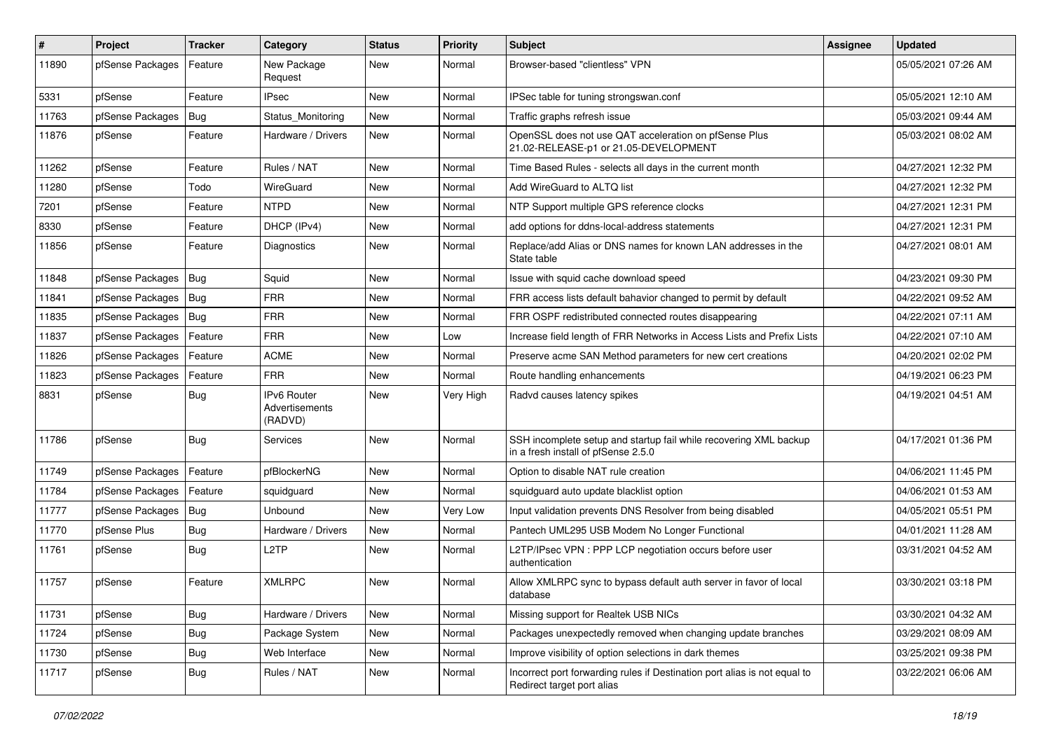| # | Project | Tracker | Category | Status | Priority | Subject | Assignee | Updated |
|---|---|---|---|---|---|---|---|---|
| 11890 | pfSense Packages | Feature | New Package Request | New | Normal | Browser-based "clientless" VPN | | 05/05/2021 07:26 AM |
| 5331 | pfSense | Feature | IPsec | New | Normal | IPSec table for tuning strongswan.conf | | 05/05/2021 12:10 AM |
| 11763 | pfSense Packages | Bug | Status_Monitoring | New | Normal | Traffic graphs refresh issue | | 05/03/2021 09:44 AM |
| 11876 | pfSense | Feature | Hardware / Drivers | New | Normal | OpenSSL does not use QAT acceleration on pfSense Plus 21.02-RELEASE-p1 or 21.05-DEVELOPMENT | | 05/03/2021 08:02 AM |
| 11262 | pfSense | Feature | Rules / NAT | New | Normal | Time Based Rules - selects all days in the current month | | 04/27/2021 12:32 PM |
| 11280 | pfSense | Todo | WireGuard | New | Normal | Add WireGuard to ALTQ list | | 04/27/2021 12:32 PM |
| 7201 | pfSense | Feature | NTPD | New | Normal | NTP Support multiple GPS reference clocks | | 04/27/2021 12:31 PM |
| 8330 | pfSense | Feature | DHCP (IPv4) | New | Normal | add options for ddns-local-address statements | | 04/27/2021 12:31 PM |
| 11856 | pfSense | Feature | Diagnostics | New | Normal | Replace/add Alias or DNS names for known LAN addresses in the State table | | 04/27/2021 08:01 AM |
| 11848 | pfSense Packages | Bug | Squid | New | Normal | Issue with squid cache download speed | | 04/23/2021 09:30 PM |
| 11841 | pfSense Packages | Bug | FRR | New | Normal | FRR access lists default bahavior changed to permit by default | | 04/22/2021 09:52 AM |
| 11835 | pfSense Packages | Bug | FRR | New | Normal | FRR OSPF redistributed connected routes disappearing | | 04/22/2021 07:11 AM |
| 11837 | pfSense Packages | Feature | FRR | New | Low | Increase field length of FRR Networks in Access Lists and Prefix Lists | | 04/22/2021 07:10 AM |
| 11826 | pfSense Packages | Feature | ACME | New | Normal | Preserve acme SAN Method parameters for new cert creations | | 04/20/2021 02:02 PM |
| 11823 | pfSense Packages | Feature | FRR | New | Normal | Route handling enhancements | | 04/19/2021 06:23 PM |
| 8831 | pfSense | Bug | IPv6 Router Advertisements (RADVD) | New | Very High | Radvd causes latency spikes | | 04/19/2021 04:51 AM |
| 11786 | pfSense | Bug | Services | New | Normal | SSH incomplete setup and startup fail while recovering XML backup in a fresh install of pfSense 2.5.0 | | 04/17/2021 01:36 PM |
| 11749 | pfSense Packages | Feature | pfBlockerNG | New | Normal | Option to disable NAT rule creation | | 04/06/2021 11:45 PM |
| 11784 | pfSense Packages | Feature | squidguard | New | Normal | squidguard auto update blacklist option | | 04/06/2021 01:53 AM |
| 11777 | pfSense Packages | Bug | Unbound | New | Very Low | Input validation prevents DNS Resolver from being disabled | | 04/05/2021 05:51 PM |
| 11770 | pfSense Plus | Bug | Hardware / Drivers | New | Normal | Pantech UML295 USB Modem No Longer Functional | | 04/01/2021 11:28 AM |
| 11761 | pfSense | Bug | L2TP | New | Normal | L2TP/IPsec VPN : PPP LCP negotiation occurs before user authentication | | 03/31/2021 04:52 AM |
| 11757 | pfSense | Feature | XMLRPC | New | Normal | Allow XMLRPC sync to bypass default auth server in favor of local database | | 03/30/2021 03:18 PM |
| 11731 | pfSense | Bug | Hardware / Drivers | New | Normal | Missing support for Realtek USB NICs | | 03/30/2021 04:32 AM |
| 11724 | pfSense | Bug | Package System | New | Normal | Packages unexpectedly removed when changing update branches | | 03/29/2021 08:09 AM |
| 11730 | pfSense | Bug | Web Interface | New | Normal | Improve visibility of option selections in dark themes | | 03/25/2021 09:38 PM |
| 11717 | pfSense | Bug | Rules / NAT | New | Normal | Incorrect port forwarding rules if Destination port alias is not equal to Redirect target port alias | | 03/22/2021 06:06 AM |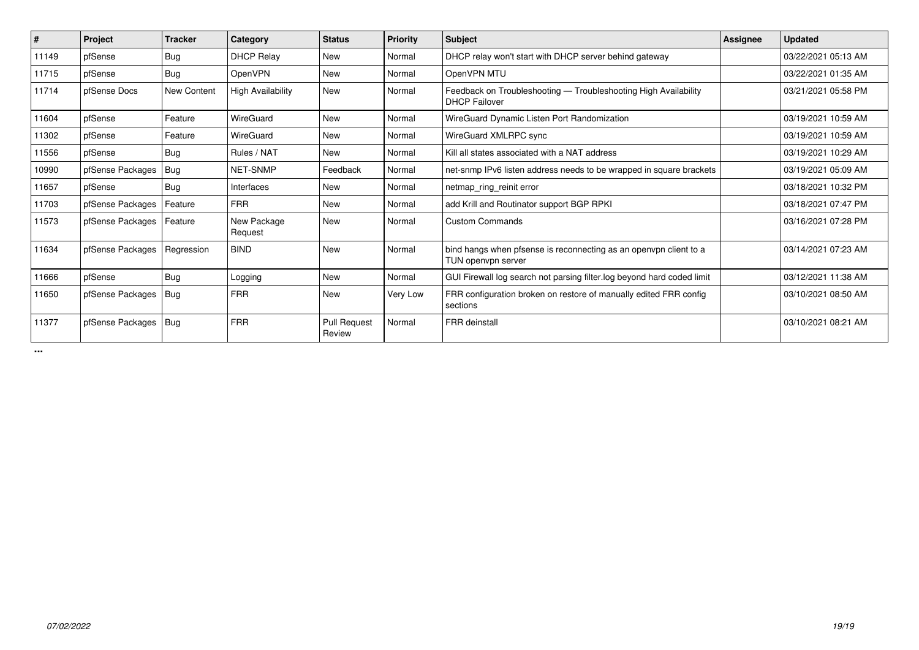| # | Project | Tracker | Category | Status | Priority | Subject | Assignee | Updated |
|---|---|---|---|---|---|---|---|---|
| 11149 | pfSense | Bug | DHCP Relay | New | Normal | DHCP relay won't start with DHCP server behind gateway | | 03/22/2021 05:13 AM |
| 11715 | pfSense | Bug | OpenVPN | New | Normal | OpenVPN MTU | | 03/22/2021 01:35 AM |
| 11714 | pfSense Docs | New Content | High Availability | New | Normal | Feedback on Troubleshooting — Troubleshooting High Availability DHCP Failover | | 03/21/2021 05:58 PM |
| 11604 | pfSense | Feature | WireGuard | New | Normal | WireGuard Dynamic Listen Port Randomization | | 03/19/2021 10:59 AM |
| 11302 | pfSense | Feature | WireGuard | New | Normal | WireGuard XMLRPC sync | | 03/19/2021 10:59 AM |
| 11556 | pfSense | Bug | Rules / NAT | New | Normal | Kill all states associated with a NAT address | | 03/19/2021 10:29 AM |
| 10990 | pfSense Packages | Bug | NET-SNMP | Feedback | Normal | net-snmp IPv6 listen address needs to be wrapped in square brackets | | 03/19/2021 05:09 AM |
| 11657 | pfSense | Bug | Interfaces | New | Normal | netmap_ring_reinit error | | 03/18/2021 10:32 PM |
| 11703 | pfSense Packages | Feature | FRR | New | Normal | add Krill and Routinator support BGP RPKI | | 03/18/2021 07:47 PM |
| 11573 | pfSense Packages | Feature | New Package Request | New | Normal | Custom Commands | | 03/16/2021 07:28 PM |
| 11634 | pfSense Packages | Regression | BIND | New | Normal | bind hangs when pfsense is reconnecting as an openvpn client to a TUN openvpn server | | 03/14/2021 07:23 AM |
| 11666 | pfSense | Bug | Logging | New | Normal | GUI Firewall log search not parsing filter.log beyond hard coded limit | | 03/12/2021 11:38 AM |
| 11650 | pfSense Packages | Bug | FRR | New | Very Low | FRR configuration broken on restore of manually edited FRR config sections | | 03/10/2021 08:50 AM |
| 11377 | pfSense Packages | Bug | FRR | Pull Request Review | Normal | FRR deinstall | | 03/10/2021 08:21 AM |

...